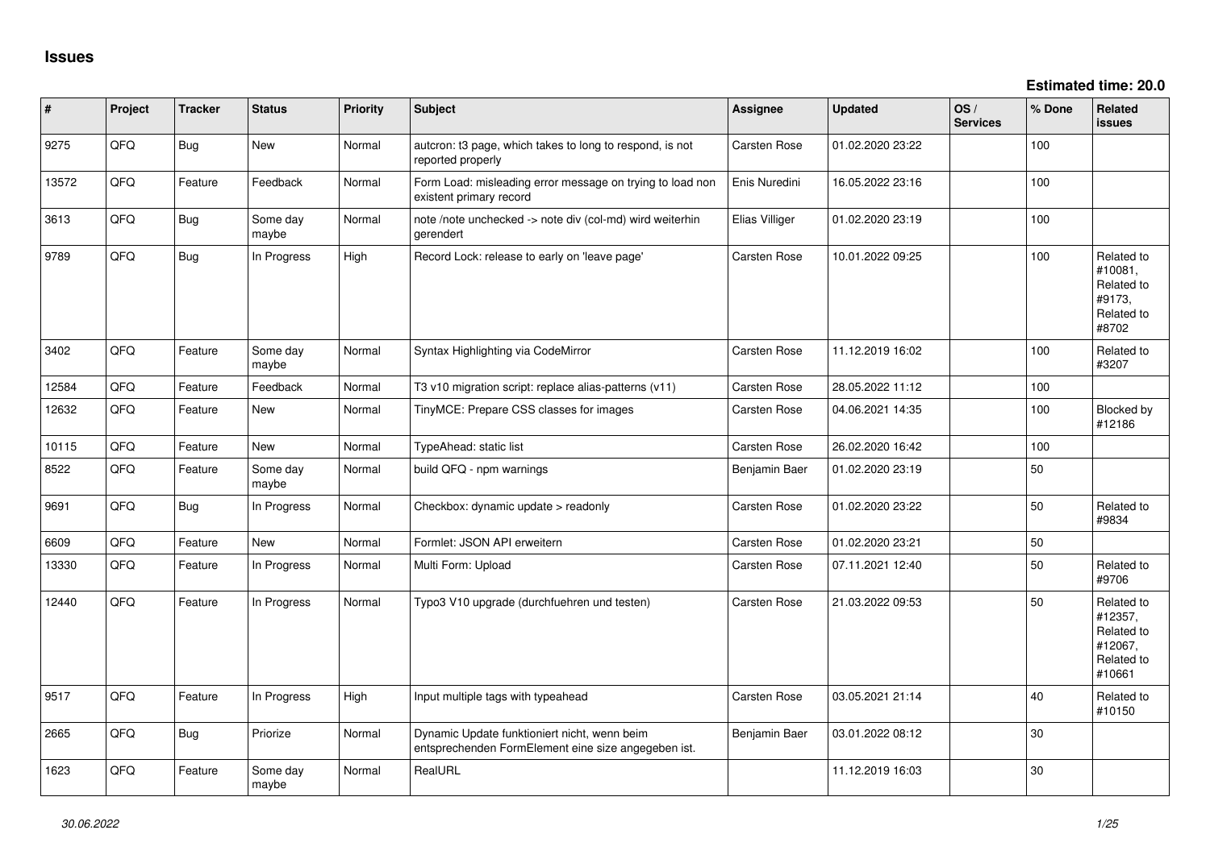## Issues

**Estimated time: 20.0**

| # | Project | Tracker | Status | Priority | Subject | Assignee | Updated | OS / Services | % Done | Related issues |
|---|---|---|---|---|---|---|---|---|---|---|
| 9275 | QFQ | Bug | New | Normal | autcron: t3 page, which takes to long to respond, is not reported properly | Carsten Rose | 01.02.2020 23:22 | | 100 | |
| 13572 | QFQ | Feature | Feedback | Normal | Form Load: misleading error message on trying to load non existent primary record | Enis Nuredini | 16.05.2022 23:16 | | 100 | |
| 3613 | QFQ | Bug | Some day maybe | Normal | note /note unchecked -> note div (col-md) wird weiterhin gerendert | Elias Villiger | 01.02.2020 23:19 | | 100 | |
| 9789 | QFQ | Bug | In Progress | High | Record Lock: release to early on 'leave page' | Carsten Rose | 10.01.2022 09:25 | | 100 | Related to #10081, Related to #9173, Related to #8702 |
| 3402 | QFQ | Feature | Some day maybe | Normal | Syntax Highlighting via CodeMirror | Carsten Rose | 11.12.2019 16:02 | | 100 | Related to #3207 |
| 12584 | QFQ | Feature | Feedback | Normal | T3 v10 migration script: replace alias-patterns (v11) | Carsten Rose | 28.05.2022 11:12 | | 100 | |
| 12632 | QFQ | Feature | New | Normal | TinyMCE: Prepare CSS classes for images | Carsten Rose | 04.06.2021 14:35 | | 100 | Blocked by #12186 |
| 10115 | QFQ | Feature | New | Normal | TypeAhead: static list | Carsten Rose | 26.02.2020 16:42 | | 100 | |
| 8522 | QFQ | Feature | Some day maybe | Normal | build QFQ - npm warnings | Benjamin Baer | 01.02.2020 23:19 | | 50 | |
| 9691 | QFQ | Bug | In Progress | Normal | Checkbox: dynamic update > readonly | Carsten Rose | 01.02.2020 23:22 | | 50 | Related to #9834 |
| 6609 | QFQ | Feature | New | Normal | Formlet: JSON API erweitern | Carsten Rose | 01.02.2020 23:21 | | 50 | |
| 13330 | QFQ | Feature | In Progress | Normal | Multi Form: Upload | Carsten Rose | 07.11.2021 12:40 | | 50 | Related to #9706 |
| 12440 | QFQ | Feature | In Progress | Normal | Typo3 V10 upgrade (durchfuehren und testen) | Carsten Rose | 21.03.2022 09:53 | | 50 | Related to #12357, Related to #12067, Related to #10661 |
| 9517 | QFQ | Feature | In Progress | High | Input multiple tags with typeahead | Carsten Rose | 03.05.2021 21:14 | | 40 | Related to #10150 |
| 2665 | QFQ | Bug | Priorize | Normal | Dynamic Update funktioniert nicht, wenn beim entsprechenden FormElement eine size angegeben ist. | Benjamin Baer | 03.01.2022 08:12 | | 30 | |
| 1623 | QFQ | Feature | Some day maybe | Normal | RealURL | | 11.12.2019 16:03 | | 30 | |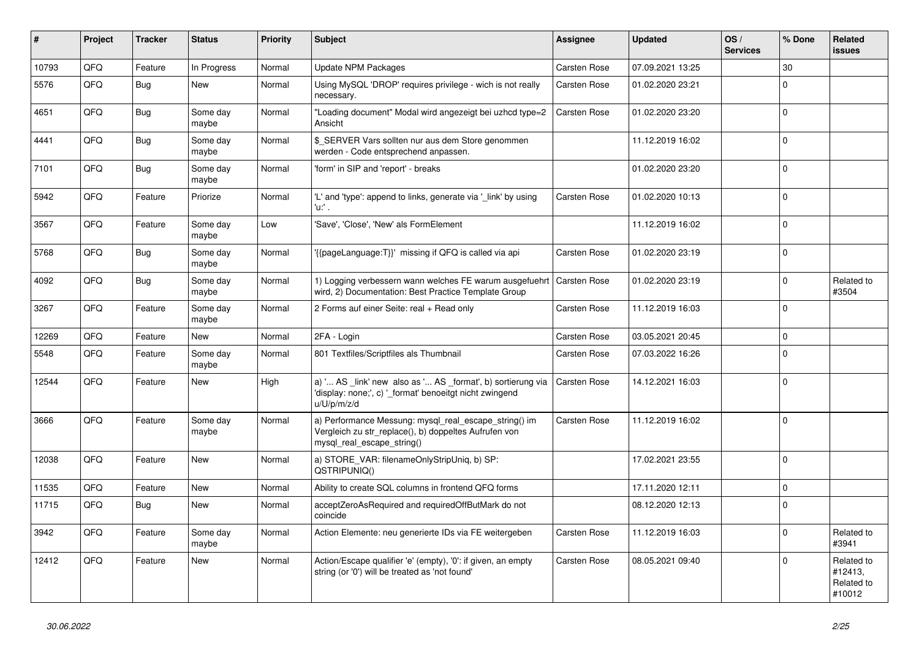| # | Project | Tracker | Status | Priority | Subject | Assignee | Updated | OS / Services | % Done | Related issues |
|---|---|---|---|---|---|---|---|---|---|---|
| 10793 | QFQ | Feature | In Progress | Normal | Update NPM Packages | Carsten Rose | 07.09.2021 13:25 | | 30 | |
| 5576 | QFQ | Bug | New | Normal | Using MySQL 'DROP' requires privilege - wich is not really necessary. | Carsten Rose | 01.02.2020 23:21 | | 0 | |
| 4651 | QFQ | Bug | Some day maybe | Normal | "Loading document" Modal wird angezeigt bei uzhcd type=2 Ansicht | Carsten Rose | 01.02.2020 23:20 | | 0 | |
| 4441 | QFQ | Bug | Some day maybe | Normal | $_SERVER Vars sollten nur aus dem Store genommen werden - Code entsprechend anpassen. | | 11.12.2019 16:02 | | 0 | |
| 7101 | QFQ | Bug | Some day maybe | Normal | 'form' in SIP and 'report' - breaks | | 01.02.2020 23:20 | | 0 | |
| 5942 | QFQ | Feature | Priorize | Normal | 'L' and 'type': append to links, generate via '_link' by using 'u:' . | Carsten Rose | 01.02.2020 10:13 | | 0 | |
| 3567 | QFQ | Feature | Some day maybe | Low | 'Save', 'Close', 'New' als FormElement | | 11.12.2019 16:02 | | 0 | |
| 5768 | QFQ | Bug | Some day maybe | Normal | '{{pageLanguage:T}}' missing if QFQ is called via api | Carsten Rose | 01.02.2020 23:19 | | 0 | |
| 4092 | QFQ | Bug | Some day maybe | Normal | 1) Logging verbessern wann welches FE warum ausgefuehrt wird, 2) Documentation: Best Practice Template Group | Carsten Rose | 01.02.2020 23:19 | | 0 | Related to #3504 |
| 3267 | QFQ | Feature | Some day maybe | Normal | 2 Forms auf einer Seite: real + Read only | Carsten Rose | 11.12.2019 16:03 | | 0 | |
| 12269 | QFQ | Feature | New | Normal | 2FA - Login | Carsten Rose | 03.05.2021 20:45 | | 0 | |
| 5548 | QFQ | Feature | Some day maybe | Normal | 801 Textfiles/Scriptfiles als Thumbnail | Carsten Rose | 07.03.2022 16:26 | | 0 | |
| 12544 | QFQ | Feature | New | High | a) '... AS _link' new also as '... AS _format', b) sortierung via 'display: none;', c) '_format' benoeitgt nicht zwingend u/U/p/m/z/d | Carsten Rose | 14.12.2021 16:03 | | 0 | |
| 3666 | QFQ | Feature | Some day maybe | Normal | a) Performance Messung: mysql_real_escape_string() im Vergleich zu str_replace(), b) doppeltes Aufrufen von mysql_real_escape_string() | Carsten Rose | 11.12.2019 16:02 | | 0 | |
| 12038 | QFQ | Feature | New | Normal | a) STORE_VAR: filenameOnlyStripUniq, b) SP: QSTRIPUNIQ() | | 17.02.2021 23:55 | | 0 | |
| 11535 | QFQ | Feature | New | Normal | Ability to create SQL columns in frontend QFQ forms | | 17.11.2020 12:11 | | 0 | |
| 11715 | QFQ | Bug | New | Normal | acceptZeroAsRequired and requiredOffButMark do not coincide | | 08.12.2020 12:13 | | 0 | |
| 3942 | QFQ | Feature | Some day maybe | Normal | Action Elemente: neu generierte IDs via FE weitergeben | Carsten Rose | 11.12.2019 16:03 | | 0 | Related to #3941 |
| 12412 | QFQ | Feature | New | Normal | Action/Escape qualifier 'e' (empty), '0': if given, an empty string (or '0') will be treated as 'not found' | Carsten Rose | 08.05.2021 09:40 | | 0 | Related to #12413, Related to #10012 |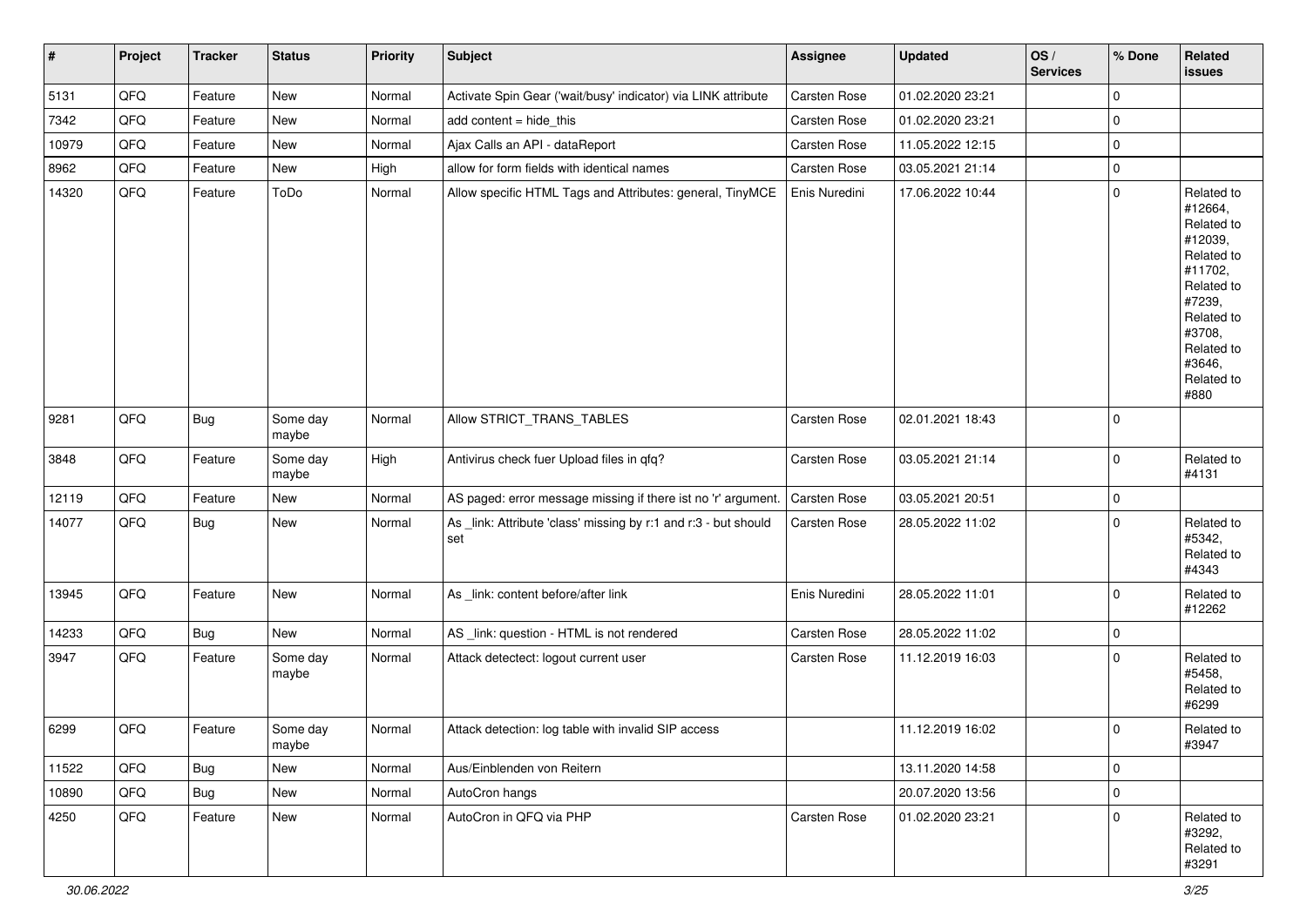| # | Project | Tracker | Status | Priority | Subject | Assignee | Updated | OS / Services | % Done | Related issues |
|---|---|---|---|---|---|---|---|---|---|---|
| 5131 | QFQ | Feature | New | Normal | Activate Spin Gear ('wait/busy' indicator) via LINK attribute | Carsten Rose | 01.02.2020 23:21 | | 0 | |
| 7342 | QFQ | Feature | New | Normal | add content = hide_this | Carsten Rose | 01.02.2020 23:21 | | 0 | |
| 10979 | QFQ | Feature | New | Normal | Ajax Calls an API - dataReport | Carsten Rose | 11.05.2022 12:15 | | 0 | |
| 8962 | QFQ | Feature | New | High | allow for form fields with identical names | Carsten Rose | 03.05.2021 21:14 | | 0 | |
| 14320 | QFQ | Feature | ToDo | Normal | Allow specific HTML Tags and Attributes: general, TinyMCE | Enis Nuredini | 17.06.2022 10:44 | | 0 | Related to #12664, Related to #12039, Related to #11702, Related to #7239, Related to #3708, Related to #3646, Related to #880 |
| 9281 | QFQ | Bug | Some day maybe | Normal | Allow STRICT_TRANS_TABLES | Carsten Rose | 02.01.2021 18:43 | | 0 | |
| 3848 | QFQ | Feature | Some day maybe | High | Antivirus check fuer Upload files in qfq? | Carsten Rose | 03.05.2021 21:14 | | 0 | Related to #4131 |
| 12119 | QFQ | Feature | New | Normal | AS paged: error message missing if there ist no 'r' argument. | Carsten Rose | 03.05.2021 20:51 | | 0 | |
| 14077 | QFQ | Bug | New | Normal | As _link: Attribute 'class' missing by r:1 and r:3 - but should set | Carsten Rose | 28.05.2022 11:02 | | 0 | Related to #5342, Related to #4343 |
| 13945 | QFQ | Feature | New | Normal | As _link: content before/after link | Enis Nuredini | 28.05.2022 11:01 | | 0 | Related to #12262 |
| 14233 | QFQ | Bug | New | Normal | AS _link: question - HTML is not rendered | Carsten Rose | 28.05.2022 11:02 | | 0 | |
| 3947 | QFQ | Feature | Some day maybe | Normal | Attack detectect: logout current user | Carsten Rose | 11.12.2019 16:03 | | 0 | Related to #5458, Related to #6299 |
| 6299 | QFQ | Feature | Some day maybe | Normal | Attack detection: log table with invalid SIP access | | 11.12.2019 16:02 | | 0 | Related to #3947 |
| 11522 | QFQ | Bug | New | Normal | Aus/Einblenden von Reitern | | 13.11.2020 14:58 | | 0 | |
| 10890 | QFQ | Bug | New | Normal | AutoCron hangs | | 20.07.2020 13:56 | | 0 | |
| 4250 | QFQ | Feature | New | Normal | AutoCron in QFQ via PHP | Carsten Rose | 01.02.2020 23:21 | | 0 | Related to #3292, Related to #3291 |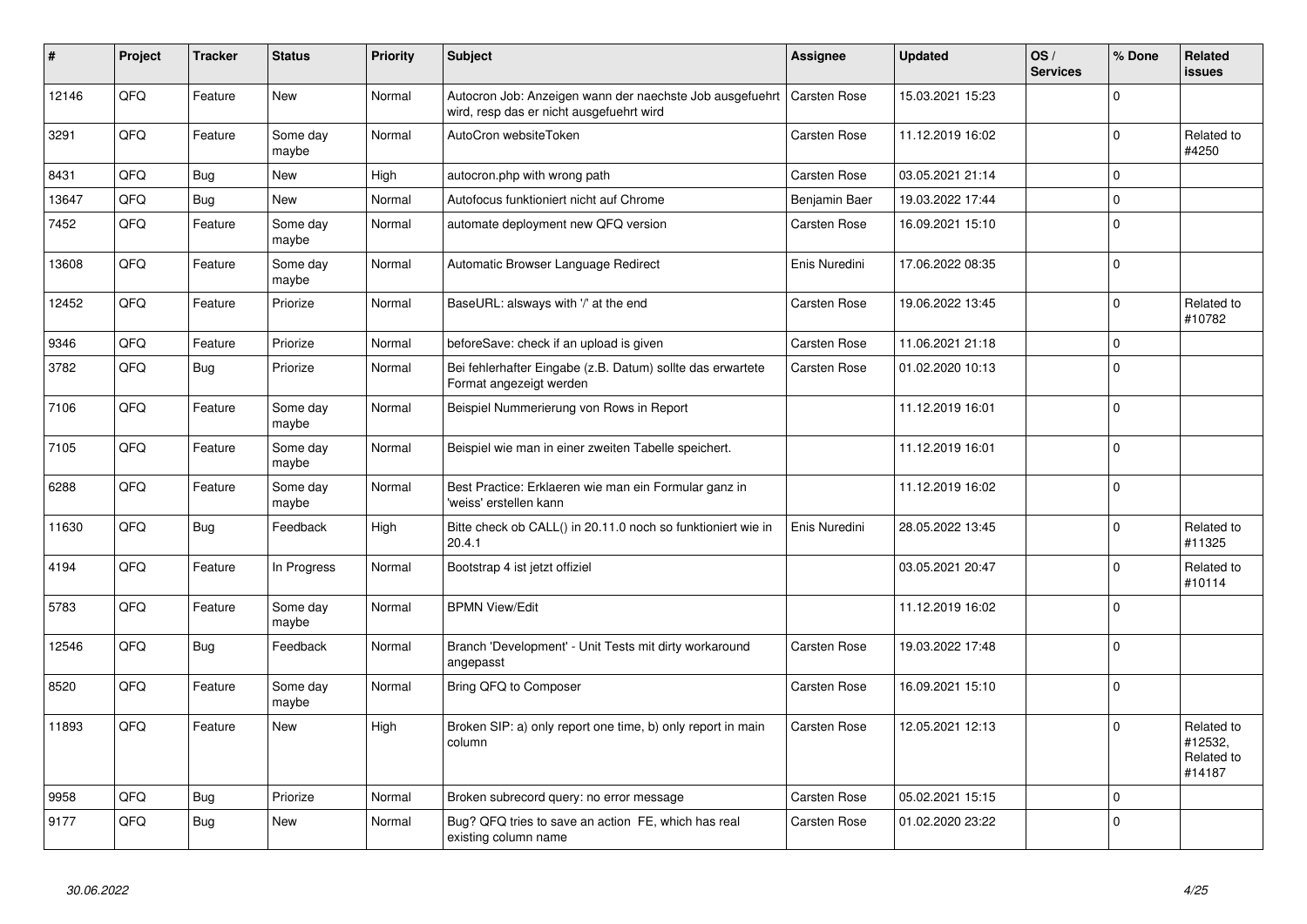| # | Project | Tracker | Status | Priority | Subject | Assignee | Updated | OS / Services | % Done | Related issues |
|---|---|---|---|---|---|---|---|---|---|---|
| 12146 | QFQ | Feature | New | Normal | Autocron Job: Anzeigen wann der naechste Job ausgefuehrt wird, resp das er nicht ausgefuehrt wird | Carsten Rose | 15.03.2021 15:23 | | 0 | |
| 3291 | QFQ | Feature | Some day maybe | Normal | AutoCron websiteToken | Carsten Rose | 11.12.2019 16:02 | | 0 | Related to #4250 |
| 8431 | QFQ | Bug | New | High | autocron.php with wrong path | Carsten Rose | 03.05.2021 21:14 | | 0 | |
| 13647 | QFQ | Bug | New | Normal | Autofocus funktioniert nicht auf Chrome | Benjamin Baer | 19.03.2022 17:44 | | 0 | |
| 7452 | QFQ | Feature | Some day maybe | Normal | automate deployment new QFQ version | Carsten Rose | 16.09.2021 15:10 | | 0 | |
| 13608 | QFQ | Feature | Some day maybe | Normal | Automatic Browser Language Redirect | Enis Nuredini | 17.06.2022 08:35 | | 0 | |
| 12452 | QFQ | Feature | Priorize | Normal | BaseURL: alsways with '/' at the end | Carsten Rose | 19.06.2022 13:45 | | 0 | Related to #10782 |
| 9346 | QFQ | Feature | Priorize | Normal | beforeSave: check if an upload is given | Carsten Rose | 11.06.2021 21:18 | | 0 | |
| 3782 | QFQ | Bug | Priorize | Normal | Bei fehlerhafter Eingabe (z.B. Datum) sollte das erwartete Format angezeigt werden | Carsten Rose | 01.02.2020 10:13 | | 0 | |
| 7106 | QFQ | Feature | Some day maybe | Normal | Beispiel Nummerierung von Rows in Report | | 11.12.2019 16:01 | | 0 | |
| 7105 | QFQ | Feature | Some day maybe | Normal | Beispiel wie man in einer zweiten Tabelle speichert. | | 11.12.2019 16:01 | | 0 | |
| 6288 | QFQ | Feature | Some day maybe | Normal | Best Practice: Erklaeren wie man ein Formular ganz in 'weiss' erstellen kann | | 11.12.2019 16:02 | | 0 | |
| 11630 | QFQ | Bug | Feedback | High | Bitte check ob CALL() in 20.11.0 noch so funktioniert wie in 20.4.1 | Enis Nuredini | 28.05.2022 13:45 | | 0 | Related to #11325 |
| 4194 | QFQ | Feature | In Progress | Normal | Bootstrap 4 ist jetzt offiziel | | 03.05.2021 20:47 | | 0 | Related to #10114 |
| 5783 | QFQ | Feature | Some day maybe | Normal | BPMN View/Edit | | 11.12.2019 16:02 | | 0 | |
| 12546 | QFQ | Bug | Feedback | Normal | Branch 'Development' - Unit Tests mit dirty workaround angepasst | Carsten Rose | 19.03.2022 17:48 | | 0 | |
| 8520 | QFQ | Feature | Some day maybe | Normal | Bring QFQ to Composer | Carsten Rose | 16.09.2021 15:10 | | 0 | |
| 11893 | QFQ | Feature | New | High | Broken SIP: a) only report one time, b) only report in main column | Carsten Rose | 12.05.2021 12:13 | | 0 | Related to #12532, Related to #14187 |
| 9958 | QFQ | Bug | Priorize | Normal | Broken subrecord query: no error message | Carsten Rose | 05.02.2021 15:15 | | 0 | |
| 9177 | QFQ | Bug | New | Normal | Bug? QFQ tries to save an action FE, which has real existing column name | Carsten Rose | 01.02.2020 23:22 | | 0 | |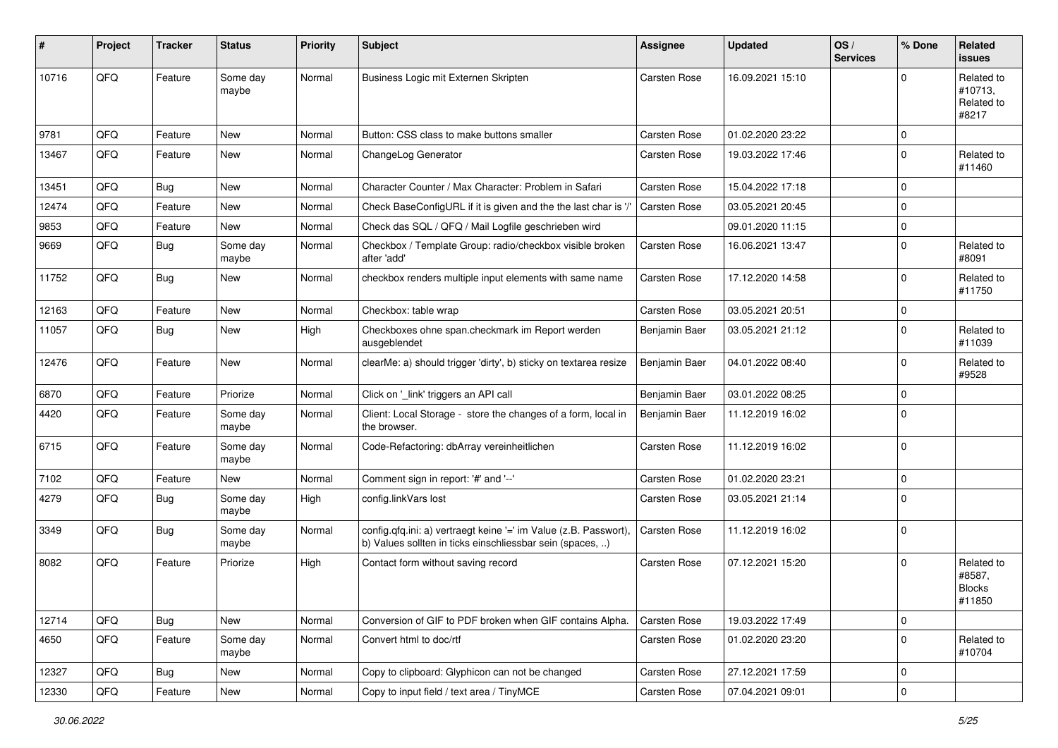| # | Project | Tracker | Status | Priority | Subject | Assignee | Updated | OS / Services | % Done | Related issues |
|---|---|---|---|---|---|---|---|---|---|---|
| 10716 | QFQ | Feature | Some day maybe | Normal | Business Logic mit Externen Skripten | Carsten Rose | 16.09.2021 15:10 | | 0 | Related to #10713, Related to #8217 |
| 9781 | QFQ | Feature | New | Normal | Button: CSS class to make buttons smaller | Carsten Rose | 01.02.2020 23:22 | | 0 | |
| 13467 | QFQ | Feature | New | Normal | ChangeLog Generator | Carsten Rose | 19.03.2022 17:46 | | 0 | Related to #11460 |
| 13451 | QFQ | Bug | New | Normal | Character Counter / Max Character: Problem in Safari | Carsten Rose | 15.04.2022 17:18 | | 0 | |
| 12474 | QFQ | Feature | New | Normal | Check BaseConfigURL if it is given and the the last char is '/' | Carsten Rose | 03.05.2021 20:45 | | 0 | |
| 9853 | QFQ | Feature | New | Normal | Check das SQL / QFQ / Mail Logfile geschrieben wird | | 09.01.2020 11:15 | | 0 | |
| 9669 | QFQ | Bug | Some day maybe | Normal | Checkbox / Template Group: radio/checkbox visible broken after 'add' | Carsten Rose | 16.06.2021 13:47 | | 0 | Related to #8091 |
| 11752 | QFQ | Bug | New | Normal | checkbox renders multiple input elements with same name | Carsten Rose | 17.12.2020 14:58 | | 0 | Related to #11750 |
| 12163 | QFQ | Feature | New | Normal | Checkbox: table wrap | Carsten Rose | 03.05.2021 20:51 | | 0 | |
| 11057 | QFQ | Bug | New | High | Checkboxes ohne span.checkmark im Report werden ausgeblendet | Benjamin Baer | 03.05.2021 21:12 | | 0 | Related to #11039 |
| 12476 | QFQ | Feature | New | Normal | clearMe: a) should trigger 'dirty', b) sticky on textarea resize | Benjamin Baer | 04.01.2022 08:40 | | 0 | Related to #9528 |
| 6870 | QFQ | Feature | Priorize | Normal | Click on '_link' triggers an API call | Benjamin Baer | 03.01.2022 08:25 | | 0 | |
| 4420 | QFQ | Feature | Some day maybe | Normal | Client: Local Storage - store the changes of a form, local in the browser. | Benjamin Baer | 11.12.2019 16:02 | | 0 | |
| 6715 | QFQ | Feature | Some day maybe | Normal | Code-Refactoring: dbArray vereinheitlichen | Carsten Rose | 11.12.2019 16:02 | | 0 | |
| 7102 | QFQ | Feature | New | Normal | Comment sign in report: '#' and '--' | Carsten Rose | 01.02.2020 23:21 | | 0 | |
| 4279 | QFQ | Bug | Some day maybe | High | config.linkVars lost | Carsten Rose | 03.05.2021 21:14 | | 0 | |
| 3349 | QFQ | Bug | Some day maybe | Normal | config.qfq.ini: a) vertraegt keine '=' im Value (z.B. Passwort), b) Values sollten in ticks einschliessbar sein (spaces, ..) | Carsten Rose | 11.12.2019 16:02 | | 0 | |
| 8082 | QFQ | Feature | Priorize | High | Contact form without saving record | Carsten Rose | 07.12.2021 15:20 | | 0 | Related to #8587, Blocks #11850 |
| 12714 | QFQ | Bug | New | Normal | Conversion of GIF to PDF broken when GIF contains Alpha. | Carsten Rose | 19.03.2022 17:49 | | 0 | |
| 4650 | QFQ | Feature | Some day maybe | Normal | Convert html to doc/rtf | Carsten Rose | 01.02.2020 23:20 | | 0 | Related to #10704 |
| 12327 | QFQ | Bug | New | Normal | Copy to clipboard: Glyphicon can not be changed | Carsten Rose | 27.12.2021 17:59 | | 0 | |
| 12330 | QFQ | Feature | New | Normal | Copy to input field / text area / TinyMCE | Carsten Rose | 07.04.2021 09:01 | | 0 | |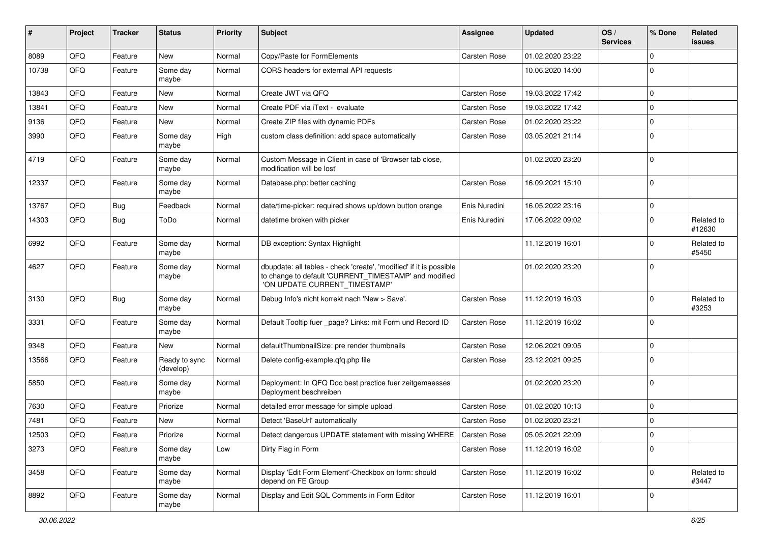| # | Project | Tracker | Status | Priority | Subject | Assignee | Updated | OS / Services | % Done | Related issues |
|---|---|---|---|---|---|---|---|---|---|---|
| 8089 | QFQ | Feature | New | Normal | Copy/Paste for FormElements | Carsten Rose | 01.02.2020 23:22 | | 0 | |
| 10738 | QFQ | Feature | Some day maybe | Normal | CORS headers for external API requests | | 10.06.2020 14:00 | | 0 | |
| 13843 | QFQ | Feature | New | Normal | Create JWT via QFQ | Carsten Rose | 19.03.2022 17:42 | | 0 | |
| 13841 | QFQ | Feature | New | Normal | Create PDF via iText - evaluate | Carsten Rose | 19.03.2022 17:42 | | 0 | |
| 9136 | QFQ | Feature | New | Normal | Create ZIP files with dynamic PDFs | Carsten Rose | 01.02.2020 23:22 | | 0 | |
| 3990 | QFQ | Feature | Some day maybe | High | custom class definition: add space automatically | Carsten Rose | 03.05.2021 21:14 | | 0 | |
| 4719 | QFQ | Feature | Some day maybe | Normal | Custom Message in Client in case of 'Browser tab close, modification will be lost' | | 01.02.2020 23:20 | | 0 | |
| 12337 | QFQ | Feature | Some day maybe | Normal | Database.php: better caching | Carsten Rose | 16.09.2021 15:10 | | 0 | |
| 13767 | QFQ | Bug | Feedback | Normal | date/time-picker: required shows up/down button orange | Enis Nuredini | 16.05.2022 23:16 | | 0 | |
| 14303 | QFQ | Bug | ToDo | Normal | datetime broken with picker | Enis Nuredini | 17.06.2022 09:02 | | 0 | Related to #12630 |
| 6992 | QFQ | Feature | Some day maybe | Normal | DB exception: Syntax Highlight | | 11.12.2019 16:01 | | 0 | Related to #5450 |
| 4627 | QFQ | Feature | Some day maybe | Normal | dbupdate: all tables - check 'create', 'modified' if it is possible to change to default 'CURRENT_TIMESTAMP' and modified 'ON UPDATE CURRENT_TIMESTAMP' | | 01.02.2020 23:20 | | 0 | |
| 3130 | QFQ | Bug | Some day maybe | Normal | Debug Info's nicht korrekt nach 'New > Save'. | Carsten Rose | 11.12.2019 16:03 | | 0 | Related to #3253 |
| 3331 | QFQ | Feature | Some day maybe | Normal | Default Tooltip fuer _page? Links: mit Form und Record ID | Carsten Rose | 11.12.2019 16:02 | | 0 | |
| 9348 | QFQ | Feature | New | Normal | defaultThumbnailSize: pre render thumbnails | Carsten Rose | 12.06.2021 09:05 | | 0 | |
| 13566 | QFQ | Feature | Ready to sync (develop) | Normal | Delete config-example.qfq.php file | Carsten Rose | 23.12.2021 09:25 | | 0 | |
| 5850 | QFQ | Feature | Some day maybe | Normal | Deployment: In QFQ Doc best practice fuer zeitgemaesses Deployment beschreiben | | 01.02.2020 23:20 | | 0 | |
| 7630 | QFQ | Feature | Priorize | Normal | detailed error message for simple upload | Carsten Rose | 01.02.2020 10:13 | | 0 | |
| 7481 | QFQ | Feature | New | Normal | Detect 'BaseUrl' automatically | Carsten Rose | 01.02.2020 23:21 | | 0 | |
| 12503 | QFQ | Feature | Priorize | Normal | Detect dangerous UPDATE statement with missing WHERE | Carsten Rose | 05.05.2021 22:09 | | 0 | |
| 3273 | QFQ | Feature | Some day maybe | Low | Dirty Flag in Form | Carsten Rose | 11.12.2019 16:02 | | 0 | |
| 3458 | QFQ | Feature | Some day maybe | Normal | Display 'Edit Form Element'-Checkbox on form: should depend on FE Group | Carsten Rose | 11.12.2019 16:02 | | 0 | Related to #3447 |
| 8892 | QFQ | Feature | Some day maybe | Normal | Display and Edit SQL Comments in Form Editor | Carsten Rose | 11.12.2019 16:01 | | 0 | |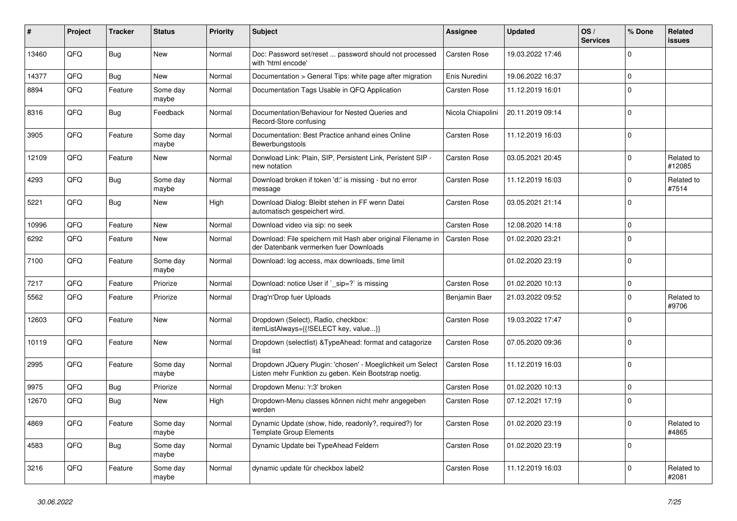| # | Project | Tracker | Status | Priority | Subject | Assignee | Updated | OS / Services | % Done | Related issues |
|---|---|---|---|---|---|---|---|---|---|---|
| 13460 | QFQ | Bug | New | Normal | Doc: Password set/reset ... password should not processed with 'html encode' | Carsten Rose | 19.03.2022 17:46 | | 0 | |
| 14377 | QFQ | Bug | New | Normal | Documentation > General Tips: white page after migration | Enis Nuredini | 19.06.2022 16:37 | | 0 | |
| 8894 | QFQ | Feature | Some day maybe | Normal | Documentation Tags Usable in QFQ Application | Carsten Rose | 11.12.2019 16:01 | | 0 | |
| 8316 | QFQ | Bug | Feedback | Normal | Documentation/Behaviour for Nested Queries and Record-Store confusing | Nicola Chiapolini | 20.11.2019 09:14 | | 0 | |
| 3905 | QFQ | Feature | Some day maybe | Normal | Documentation: Best Practice anhand eines Online Bewerbungstools | Carsten Rose | 11.12.2019 16:03 | | 0 | |
| 12109 | QFQ | Feature | New | Normal | Donwload Link: Plain, SIP, Persistent Link, Peristent SIP - new notation | Carsten Rose | 03.05.2021 20:45 | | 0 | Related to #12085 |
| 4293 | QFQ | Bug | Some day maybe | Normal | Download broken if token 'd:' is missing - but no error message | Carsten Rose | 11.12.2019 16:03 | | 0 | Related to #7514 |
| 5221 | QFQ | Bug | New | High | Download Dialog: Bleibt stehen in FF wenn Datei automatisch gespeichert wird. | Carsten Rose | 03.05.2021 21:14 | | 0 | |
| 10996 | QFQ | Feature | New | Normal | Download video via sip: no seek | Carsten Rose | 12.08.2020 14:18 | | 0 | |
| 6292 | QFQ | Feature | New | Normal | Download: File speichern mit Hash aber original Filename in der Datenbank vermerken fuer Downloads | Carsten Rose | 01.02.2020 23:21 | | 0 | |
| 7100 | QFQ | Feature | Some day maybe | Normal | Download: log access, max downloads, time limit | | 01.02.2020 23:19 | | 0 | |
| 7217 | QFQ | Feature | Priorize | Normal | Download: notice User if `_sip=?` is missing | Carsten Rose | 01.02.2020 10:13 | | 0 | |
| 5562 | QFQ | Feature | Priorize | Normal | Drag'n'Drop fuer Uploads | Benjamin Baer | 21.03.2022 09:52 | | 0 | Related to #9706 |
| 12603 | QFQ | Feature | New | Normal | Dropdown (Select), Radio, checkbox: itemListAlways={{!SELECT key, value...}} | Carsten Rose | 19.03.2022 17:47 | | 0 | |
| 10119 | QFQ | Feature | New | Normal | Dropdown (selectlist) &TypeAhead: format and catagorize list | Carsten Rose | 07.05.2020 09:36 | | 0 | |
| 2995 | QFQ | Feature | Some day maybe | Normal | Dropdown JQuery Plugin: 'chosen' - Moeglichkeit um Select Listen mehr Funktion zu geben. Kein Bootstrap noetig. | Carsten Rose | 11.12.2019 16:03 | | 0 | |
| 9975 | QFQ | Bug | Priorize | Normal | Dropdown Menu: 'r:3' broken | Carsten Rose | 01.02.2020 10:13 | | 0 | |
| 12670 | QFQ | Bug | New | High | Dropdown-Menu classes können nicht mehr angegeben werden | Carsten Rose | 07.12.2021 17:19 | | 0 | |
| 4869 | QFQ | Feature | Some day maybe | Normal | Dynamic Update (show, hide, readonly?, required?) for Template Group Elements | Carsten Rose | 01.02.2020 23:19 | | 0 | Related to #4865 |
| 4583 | QFQ | Bug | Some day maybe | Normal | Dynamic Update bei TypeAhead Feldern | Carsten Rose | 01.02.2020 23:19 | | 0 | |
| 3216 | QFQ | Feature | Some day maybe | Normal | dynamic update für checkbox label2 | Carsten Rose | 11.12.2019 16:03 | | 0 | Related to #2081 |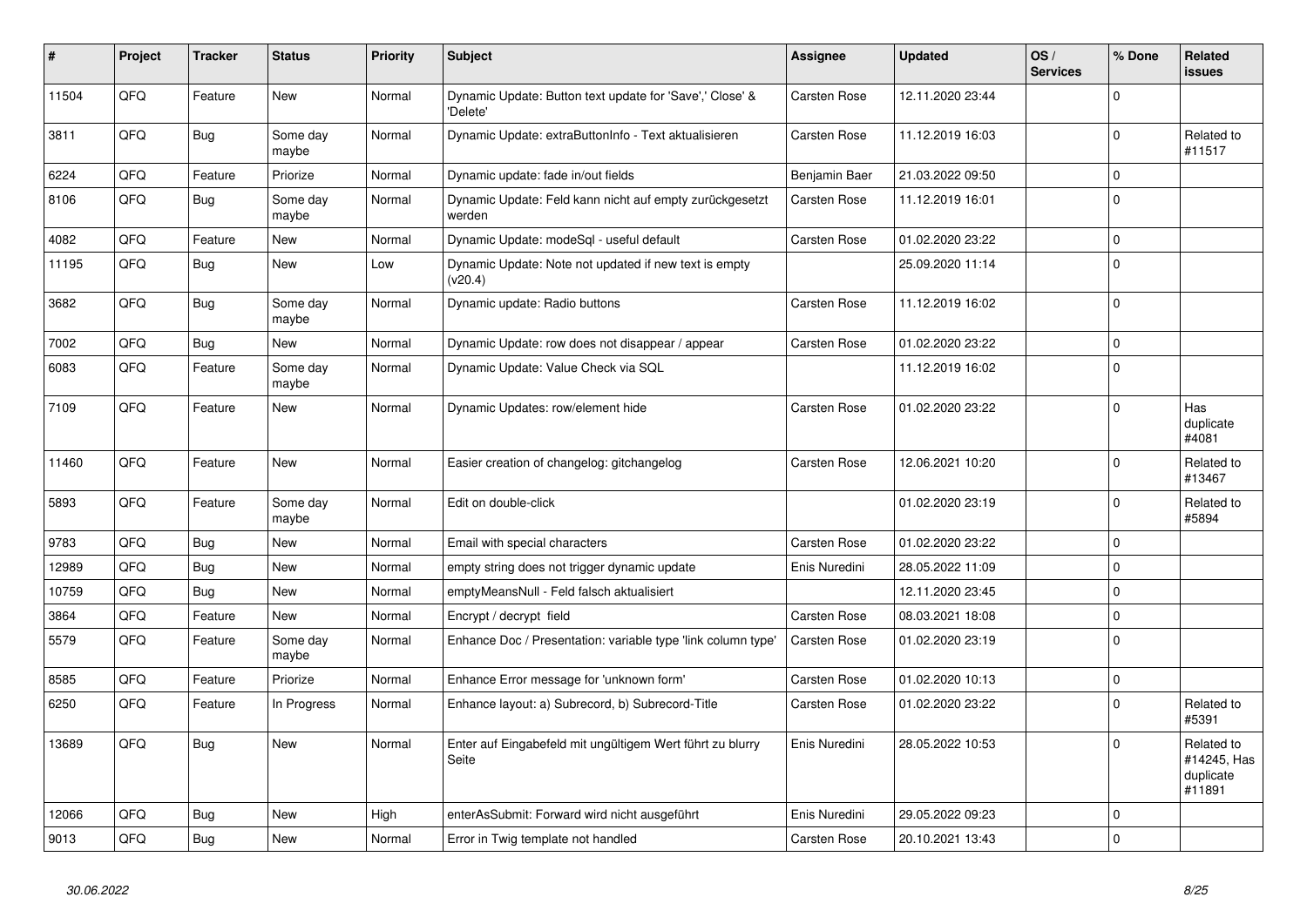| # | Project | Tracker | Status | Priority | Subject | Assignee | Updated | OS / Services | % Done | Related issues |
|---|---|---|---|---|---|---|---|---|---|---|
| 11504 | QFQ | Feature | New | Normal | Dynamic Update: Button text update for 'Save',' Close' & 'Delete' | Carsten Rose | 12.11.2020 23:44 | | 0 | |
| 3811 | QFQ | Bug | Some day maybe | Normal | Dynamic Update: extraButtonInfo - Text aktualisieren | Carsten Rose | 11.12.2019 16:03 | | 0 | Related to #11517 |
| 6224 | QFQ | Feature | Priorize | Normal | Dynamic update: fade in/out fields | Benjamin Baer | 21.03.2022 09:50 | | 0 | |
| 8106 | QFQ | Bug | Some day maybe | Normal | Dynamic Update: Feld kann nicht auf empty zurückgesetzt werden | Carsten Rose | 11.12.2019 16:01 | | 0 | |
| 4082 | QFQ | Feature | New | Normal | Dynamic Update: modeSql - useful default | Carsten Rose | 01.02.2020 23:22 | | 0 | |
| 11195 | QFQ | Bug | New | Low | Dynamic Update: Note not updated if new text is empty (v20.4) | | 25.09.2020 11:14 | | 0 | |
| 3682 | QFQ | Bug | Some day maybe | Normal | Dynamic update: Radio buttons | Carsten Rose | 11.12.2019 16:02 | | 0 | |
| 7002 | QFQ | Bug | New | Normal | Dynamic Update: row does not disappear / appear | Carsten Rose | 01.02.2020 23:22 | | 0 | |
| 6083 | QFQ | Feature | Some day maybe | Normal | Dynamic Update: Value Check via SQL | | 11.12.2019 16:02 | | 0 | |
| 7109 | QFQ | Feature | New | Normal | Dynamic Updates: row/element hide | Carsten Rose | 01.02.2020 23:22 | | 0 | Has duplicate #4081 |
| 11460 | QFQ | Feature | New | Normal | Easier creation of changelog: gitchangelog | Carsten Rose | 12.06.2021 10:20 | | 0 | Related to #13467 |
| 5893 | QFQ | Feature | Some day maybe | Normal | Edit on double-click | | 01.02.2020 23:19 | | 0 | Related to #5894 |
| 9783 | QFQ | Bug | New | Normal | Email with special characters | Carsten Rose | 01.02.2020 23:22 | | 0 | |
| 12989 | QFQ | Bug | New | Normal | empty string does not trigger dynamic update | Enis Nuredini | 28.05.2022 11:09 | | 0 | |
| 10759 | QFQ | Bug | New | Normal | emptyMeansNull - Feld falsch aktualisiert | | 12.11.2020 23:45 | | 0 | |
| 3864 | QFQ | Feature | New | Normal | Encrypt / decrypt field | Carsten Rose | 08.03.2021 18:08 | | 0 | |
| 5579 | QFQ | Feature | Some day maybe | Normal | Enhance Doc / Presentation: variable type 'link column type' | Carsten Rose | 01.02.2020 23:19 | | 0 | |
| 8585 | QFQ | Feature | Priorize | Normal | Enhance Error message for 'unknown form' | Carsten Rose | 01.02.2020 10:13 | | 0 | |
| 6250 | QFQ | Feature | In Progress | Normal | Enhance layout: a) Subrecord, b) Subrecord-Title | Carsten Rose | 01.02.2020 23:22 | | 0 | Related to #5391 |
| 13689 | QFQ | Bug | New | Normal | Enter auf Eingabefeld mit ungültigem Wert führt zu blurry Seite | Enis Nuredini | 28.05.2022 10:53 | | 0 | Related to #14245, Has duplicate #11891 |
| 12066 | QFQ | Bug | New | High | enterAsSubmit: Forward wird nicht ausgeführt | Enis Nuredini | 29.05.2022 09:23 | | 0 | |
| 9013 | QFQ | Bug | New | Normal | Error in Twig template not handled | Carsten Rose | 20.10.2021 13:43 | | 0 | |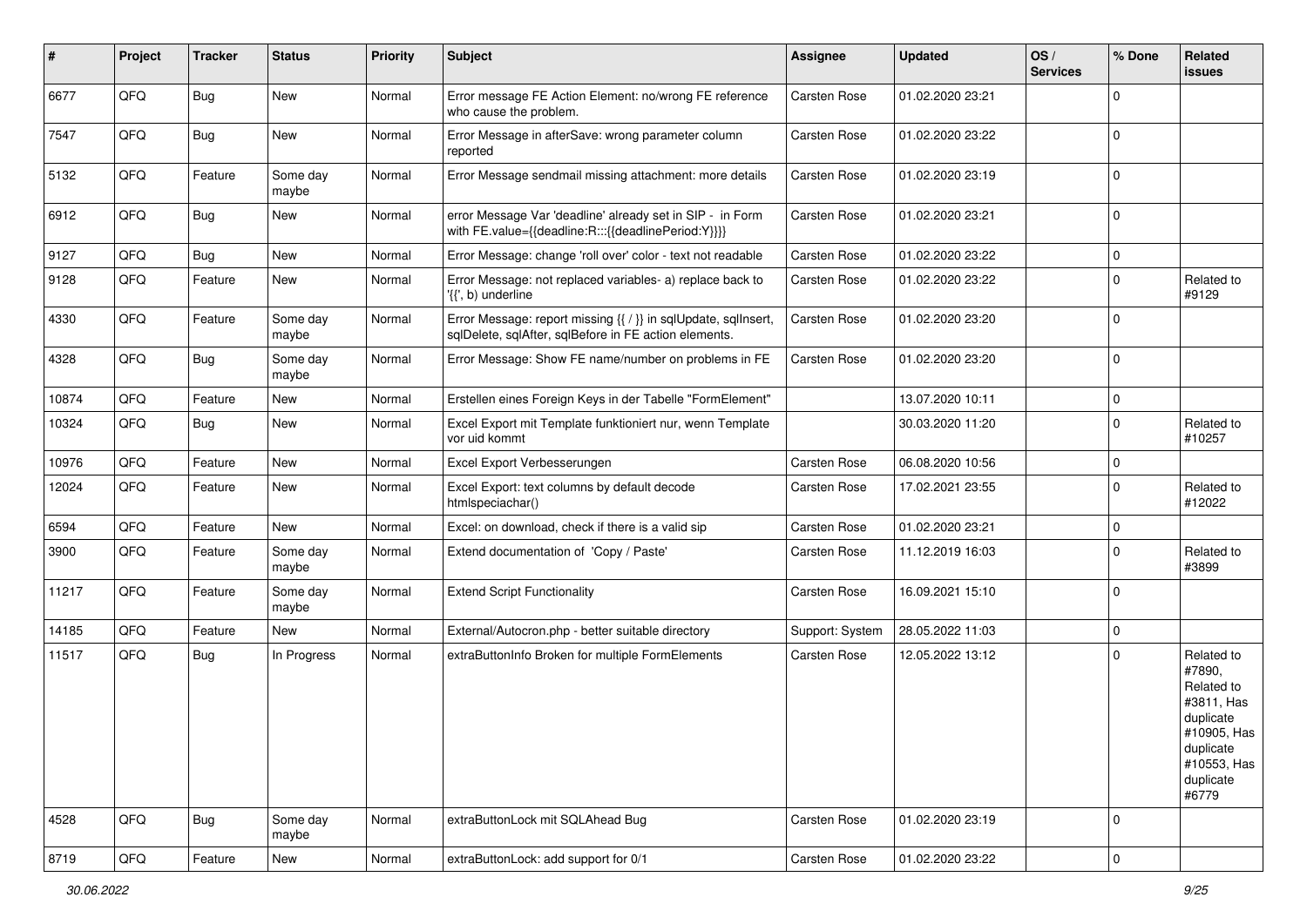| # | Project | Tracker | Status | Priority | Subject | Assignee | Updated | OS / Services | % Done | Related issues |
|---|---|---|---|---|---|---|---|---|---|---|
| 6677 | QFQ | Bug | New | Normal | Error message FE Action Element: no/wrong FE reference who cause the problem. | Carsten Rose | 01.02.2020 23:21 | | 0 | |
| 7547 | QFQ | Bug | New | Normal | Error Message in afterSave: wrong parameter column reported | Carsten Rose | 01.02.2020 23:22 | | 0 | |
| 5132 | QFQ | Feature | Some day maybe | Normal | Error Message sendmail missing attachment: more details | Carsten Rose | 01.02.2020 23:19 | | 0 | |
| 6912 | QFQ | Bug | New | Normal | error Message Var 'deadline' already set in SIP - in Form with FE.value={{deadline:R:::{{deadlinePeriod:Y}}}} | Carsten Rose | 01.02.2020 23:21 | | 0 | |
| 9127 | QFQ | Bug | New | Normal | Error Message: change 'roll over' color - text not readable | Carsten Rose | 01.02.2020 23:22 | | 0 | |
| 9128 | QFQ | Feature | New | Normal | Error Message: not replaced variables- a) replace back to '{{', b) underline | Carsten Rose | 01.02.2020 23:22 | | 0 | Related to #9129 |
| 4330 | QFQ | Feature | Some day maybe | Normal | Error Message: report missing {{ / }} in sqlUpdate, sqlInsert, sqlDelete, sqlAfter, sqlBefore in FE action elements. | Carsten Rose | 01.02.2020 23:20 | | 0 | |
| 4328 | QFQ | Bug | Some day maybe | Normal | Error Message: Show FE name/number on problems in FE | Carsten Rose | 01.02.2020 23:20 | | 0 | |
| 10874 | QFQ | Feature | New | Normal | Erstellen eines Foreign Keys in der Tabelle "FormElement" | | 13.07.2020 10:11 | | 0 | |
| 10324 | QFQ | Bug | New | Normal | Excel Export mit Template funktioniert nur, wenn Template vor uid kommt | | 30.03.2020 11:20 | | 0 | Related to #10257 |
| 10976 | QFQ | Feature | New | Normal | Excel Export Verbesserungen | Carsten Rose | 06.08.2020 10:56 | | 0 | |
| 12024 | QFQ | Feature | New | Normal | Excel Export: text columns by default decode htmlspeciachar() | Carsten Rose | 17.02.2021 23:55 | | 0 | Related to #12022 |
| 6594 | QFQ | Feature | New | Normal | Excel: on download, check if there is a valid sip | Carsten Rose | 01.02.2020 23:21 | | 0 | |
| 3900 | QFQ | Feature | Some day maybe | Normal | Extend documentation of 'Copy / Paste' | Carsten Rose | 11.12.2019 16:03 | | 0 | Related to #3899 |
| 11217 | QFQ | Feature | Some day maybe | Normal | Extend Script Functionality | Carsten Rose | 16.09.2021 15:10 | | 0 | |
| 14185 | QFQ | Feature | New | Normal | External/Autocron.php - better suitable directory | Support: System | 28.05.2022 11:03 | | 0 | |
| 11517 | QFQ | Bug | In Progress | Normal | extraButtonInfo Broken for multiple FormElements | Carsten Rose | 12.05.2022 13:12 | | 0 | Related to #7890, Related to #3811, Has duplicate #10905, Has duplicate #10553, Has duplicate #6779 |
| 4528 | QFQ | Bug | Some day maybe | Normal | extraButtonLock mit SQLAhead Bug | Carsten Rose | 01.02.2020 23:19 | | 0 | |
| 8719 | QFQ | Feature | New | Normal | extraButtonLock: add support for 0/1 | Carsten Rose | 01.02.2020 23:22 | | 0 | |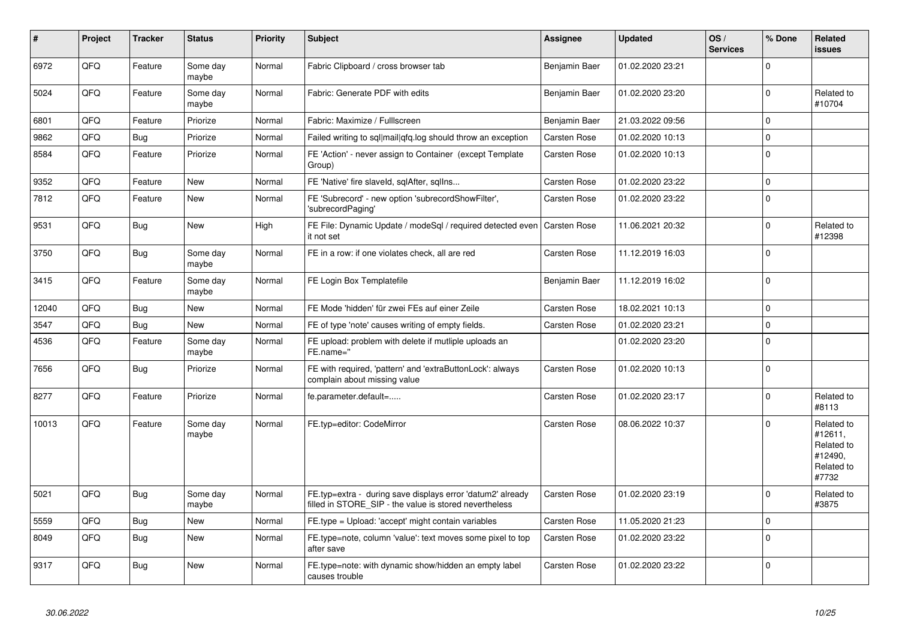| # | Project | Tracker | Status | Priority | Subject | Assignee | Updated | OS / Services | % Done | Related issues |
|---|---|---|---|---|---|---|---|---|---|---|
| 6972 | QFQ | Feature | Some day maybe | Normal | Fabric Clipboard / cross browser tab | Benjamin Baer | 01.02.2020 23:21 | | 0 | |
| 5024 | QFQ | Feature | Some day maybe | Normal | Fabric: Generate PDF with edits | Benjamin Baer | 01.02.2020 23:20 | | 0 | Related to #10704 |
| 6801 | QFQ | Feature | Priorize | Normal | Fabric: Maximize / FullIscreen | Benjamin Baer | 21.03.2022 09:56 | | 0 | |
| 9862 | QFQ | Bug | Priorize | Normal | Failed writing to sql\|mail\|qfq.log should throw an exception | Carsten Rose | 01.02.2020 10:13 | | 0 | |
| 8584 | QFQ | Feature | Priorize | Normal | FE 'Action' - never assign to Container (except Template Group) | Carsten Rose | 01.02.2020 10:13 | | 0 | |
| 9352 | QFQ | Feature | New | Normal | FE 'Native' fire slaveId, sqlAfter, sqlIns... | Carsten Rose | 01.02.2020 23:22 | | 0 | |
| 7812 | QFQ | Feature | New | Normal | FE 'Subrecord' - new option 'subrecordShowFilter', 'subrecordPaging' | Carsten Rose | 01.02.2020 23:22 | | 0 | |
| 9531 | QFQ | Bug | New | High | FE File: Dynamic Update / modeSql / required detected even it not set | Carsten Rose | 11.06.2021 20:32 | | 0 | Related to #12398 |
| 3750 | QFQ | Bug | Some day maybe | Normal | FE in a row: if one violates check, all are red | Carsten Rose | 11.12.2019 16:03 | | 0 | |
| 3415 | QFQ | Feature | Some day maybe | Normal | FE Login Box Templatefile | Benjamin Baer | 11.12.2019 16:02 | | 0 | |
| 12040 | QFQ | Bug | New | Normal | FE Mode 'hidden' für zwei FEs auf einer Zeile | Carsten Rose | 18.02.2021 10:13 | | 0 | |
| 3547 | QFQ | Bug | New | Normal | FE of type 'note' causes writing of empty fields. | Carsten Rose | 01.02.2020 23:21 | | 0 | |
| 4536 | QFQ | Feature | Some day maybe | Normal | FE upload: problem with delete if mutliple uploads an FE.name='' | | 01.02.2020 23:20 | | 0 | |
| 7656 | QFQ | Bug | Priorize | Normal | FE with required, 'pattern' and 'extraButtonLock': always complain about missing value | Carsten Rose | 01.02.2020 10:13 | | 0 | |
| 8277 | QFQ | Feature | Priorize | Normal | fe.parameter.default=..... | Carsten Rose | 01.02.2020 23:17 | | 0 | Related to #8113 |
| 10013 | QFQ | Feature | Some day maybe | Normal | FE.typ=editor: CodeMirror | Carsten Rose | 08.06.2022 10:37 | | 0 | Related to #12611, Related to #12490, Related to #7732 |
| 5021 | QFQ | Bug | Some day maybe | Normal | FE.typ=extra - during save displays error 'datum2' already filled in STORE_SIP - the value is stored nevertheless | Carsten Rose | 01.02.2020 23:19 | | 0 | Related to #3875 |
| 5559 | QFQ | Bug | New | Normal | FE.type = Upload: 'accept' might contain variables | Carsten Rose | 11.05.2020 21:23 | | 0 | |
| 8049 | QFQ | Bug | New | Normal | FE.type=note, column 'value': text moves some pixel to top after save | Carsten Rose | 01.02.2020 23:22 | | 0 | |
| 9317 | QFQ | Bug | New | Normal | FE.type=note: with dynamic show/hidden an empty label causes trouble | Carsten Rose | 01.02.2020 23:22 | | 0 | |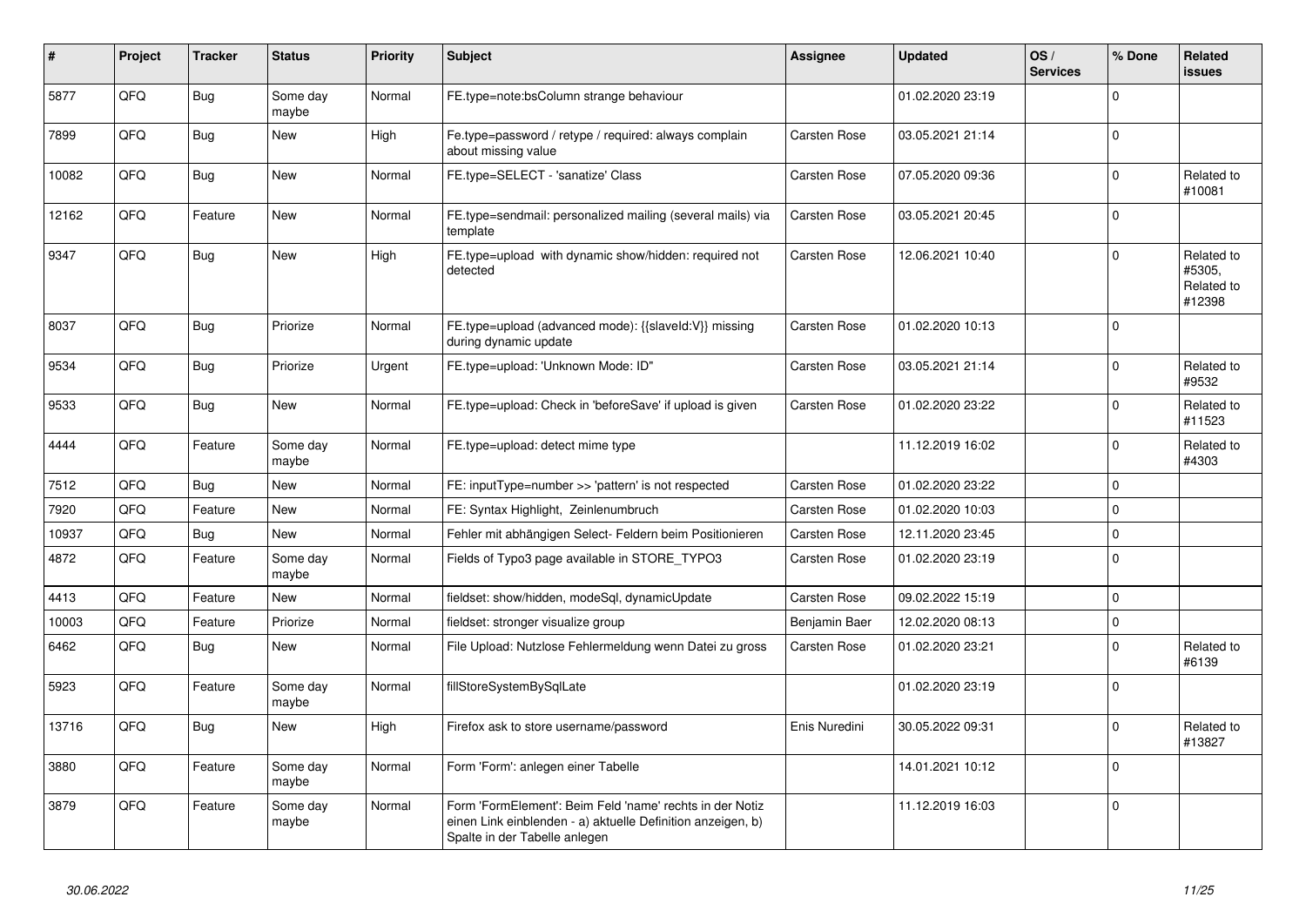| # | Project | Tracker | Status | Priority | Subject | Assignee | Updated | OS / Services | % Done | Related issues |
|---|---|---|---|---|---|---|---|---|---|---|
| 5877 | QFQ | Bug | Some day maybe | Normal | FE.type=note:bsColumn strange behaviour | | 01.02.2020 23:19 | | 0 | |
| 7899 | QFQ | Bug | New | High | Fe.type=password / retype / required: always complain about missing value | Carsten Rose | 03.05.2021 21:14 | | 0 | |
| 10082 | QFQ | Bug | New | Normal | FE.type=SELECT - 'sanatize' Class | Carsten Rose | 07.05.2020 09:36 | | 0 | Related to #10081 |
| 12162 | QFQ | Feature | New | Normal | FE.type=sendmail: personalized mailing (several mails) via template | Carsten Rose | 03.05.2021 20:45 | | 0 | |
| 9347 | QFQ | Bug | New | High | FE.type=upload with dynamic show/hidden: required not detected | Carsten Rose | 12.06.2021 10:40 | | 0 | Related to #5305, Related to #12398 |
| 8037 | QFQ | Bug | Priorize | Normal | FE.type=upload (advanced mode): {{slaveId:V}} missing during dynamic update | Carsten Rose | 01.02.2020 10:13 | | 0 | |
| 9534 | QFQ | Bug | Priorize | Urgent | FE.type=upload: 'Unknown Mode: ID" | Carsten Rose | 03.05.2021 21:14 | | 0 | Related to #9532 |
| 9533 | QFQ | Bug | New | Normal | FE.type=upload: Check in 'beforeSave' if upload is given | Carsten Rose | 01.02.2020 23:22 | | 0 | Related to #11523 |
| 4444 | QFQ | Feature | Some day maybe | Normal | FE.type=upload: detect mime type | | 11.12.2019 16:02 | | 0 | Related to #4303 |
| 7512 | QFQ | Bug | New | Normal | FE: inputType=number >> 'pattern' is not respected | Carsten Rose | 01.02.2020 23:22 | | 0 | |
| 7920 | QFQ | Feature | New | Normal | FE: Syntax Highlight, Zeinlenumbruch | Carsten Rose | 01.02.2020 10:03 | | 0 | |
| 10937 | QFQ | Bug | New | Normal | Fehler mit abhängigen Select- Feldern beim Positionieren | Carsten Rose | 12.11.2020 23:45 | | 0 | |
| 4872 | QFQ | Feature | Some day maybe | Normal | Fields of Typo3 page available in STORE_TYPO3 | Carsten Rose | 01.02.2020 23:19 | | 0 | |
| 4413 | QFQ | Feature | New | Normal | fieldset: show/hidden, modeSql, dynamicUpdate | Carsten Rose | 09.02.2022 15:19 | | 0 | |
| 10003 | QFQ | Feature | Priorize | Normal | fieldset: stronger visualize group | Benjamin Baer | 12.02.2020 08:13 | | 0 | |
| 6462 | QFQ | Bug | New | Normal | File Upload: Nutzlose Fehlermeldung wenn Datei zu gross | Carsten Rose | 01.02.2020 23:21 | | 0 | Related to #6139 |
| 5923 | QFQ | Feature | Some day maybe | Normal | fillStoreSystemBySqlLate | | 01.02.2020 23:19 | | 0 | |
| 13716 | QFQ | Bug | New | High | Firefox ask to store username/password | Enis Nuredini | 30.05.2022 09:31 | | 0 | Related to #13827 |
| 3880 | QFQ | Feature | Some day maybe | Normal | Form 'Form': anlegen einer Tabelle | | 14.01.2021 10:12 | | 0 | |
| 3879 | QFQ | Feature | Some day maybe | Normal | Form 'FormElement': Beim Feld 'name' rechts in der Notiz einen Link einblenden - a) aktuelle Definition anzeigen, b) Spalte in der Tabelle anlegen | | 11.12.2019 16:03 | | 0 | |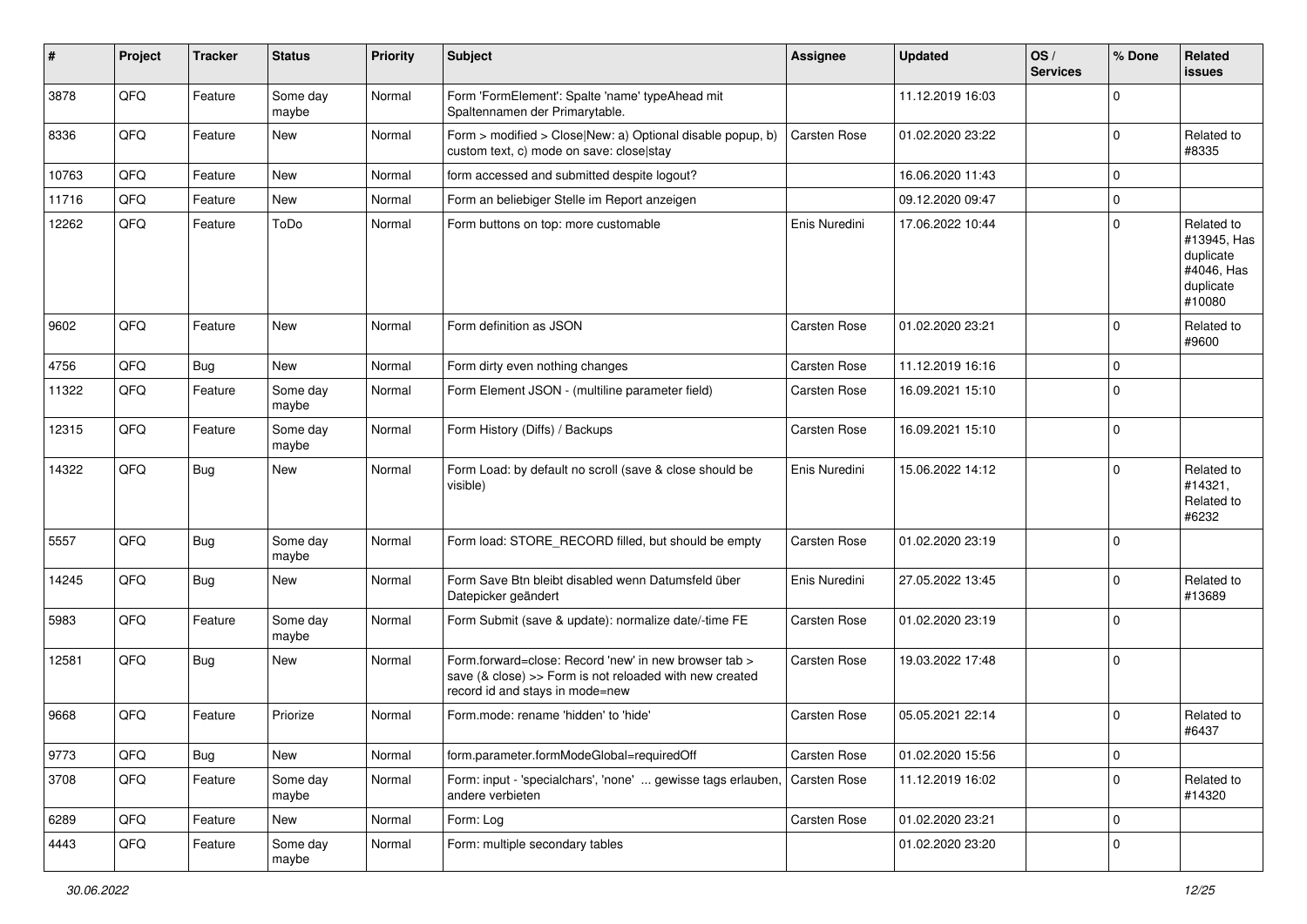| # | Project | Tracker | Status | Priority | Subject | Assignee | Updated | OS / Services | % Done | Related issues |
|---|---|---|---|---|---|---|---|---|---|---|
| 3878 | QFQ | Feature | Some day maybe | Normal | Form 'FormElement': Spalte 'name' typeAhead mit Spaltennamen der Primarytable. | | 11.12.2019 16:03 | | 0 | |
| 8336 | QFQ | Feature | New | Normal | Form > modified > Close\|New: a) Optional disable popup, b) custom text, c) mode on save: close\|stay | Carsten Rose | 01.02.2020 23:22 | | 0 | Related to #8335 |
| 10763 | QFQ | Feature | New | Normal | form accessed and submitted despite logout? | | 16.06.2020 11:43 | | 0 | |
| 11716 | QFQ | Feature | New | Normal | Form an beliebiger Stelle im Report anzeigen | | 09.12.2020 09:47 | | 0 | |
| 12262 | QFQ | Feature | ToDo | Normal | Form buttons on top: more customable | Enis Nuredini | 17.06.2022 10:44 | | 0 | Related to #13945, Has duplicate #4046, Has duplicate #10080 |
| 9602 | QFQ | Feature | New | Normal | Form definition as JSON | Carsten Rose | 01.02.2020 23:21 | | 0 | Related to #9600 |
| 4756 | QFQ | Bug | New | Normal | Form dirty even nothing changes | Carsten Rose | 11.12.2019 16:16 | | 0 | |
| 11322 | QFQ | Feature | Some day maybe | Normal | Form Element JSON - (multiline parameter field) | Carsten Rose | 16.09.2021 15:10 | | 0 | |
| 12315 | QFQ | Feature | Some day maybe | Normal | Form History (Diffs) / Backups | Carsten Rose | 16.09.2021 15:10 | | 0 | |
| 14322 | QFQ | Bug | New | Normal | Form Load: by default no scroll (save & close should be visible) | Enis Nuredini | 15.06.2022 14:12 | | 0 | Related to #14321, Related to #6232 |
| 5557 | QFQ | Bug | Some day maybe | Normal | Form load: STORE_RECORD filled, but should be empty | Carsten Rose | 01.02.2020 23:19 | | 0 | |
| 14245 | QFQ | Bug | New | Normal | Form Save Btn bleibt disabled wenn Datumsfeld über Datepicker geändert | Enis Nuredini | 27.05.2022 13:45 | | 0 | Related to #13689 |
| 5983 | QFQ | Feature | Some day maybe | Normal | Form Submit (save & update): normalize date/-time FE | Carsten Rose | 01.02.2020 23:19 | | 0 | |
| 12581 | QFQ | Bug | New | Normal | Form.forward=close: Record 'new' in new browser tab > save (& close) >> Form is not reloaded with new created record id and stays in mode=new | Carsten Rose | 19.03.2022 17:48 | | 0 | |
| 9668 | QFQ | Feature | Priorize | Normal | Form.mode: rename 'hidden' to 'hide' | Carsten Rose | 05.05.2021 22:14 | | 0 | Related to #6437 |
| 9773 | QFQ | Bug | New | Normal | form.parameter.formModeGlobal=requiredOff | Carsten Rose | 01.02.2020 15:56 | | 0 | |
| 3708 | QFQ | Feature | Some day maybe | Normal | Form: input - 'specialchars', 'none' ... gewisse tags erlauben, andere verbieten | Carsten Rose | 11.12.2019 16:02 | | 0 | Related to #14320 |
| 6289 | QFQ | Feature | New | Normal | Form: Log | Carsten Rose | 01.02.2020 23:21 | | 0 | |
| 4443 | QFQ | Feature | Some day maybe | Normal | Form: multiple secondary tables | | 01.02.2020 23:20 | | 0 | |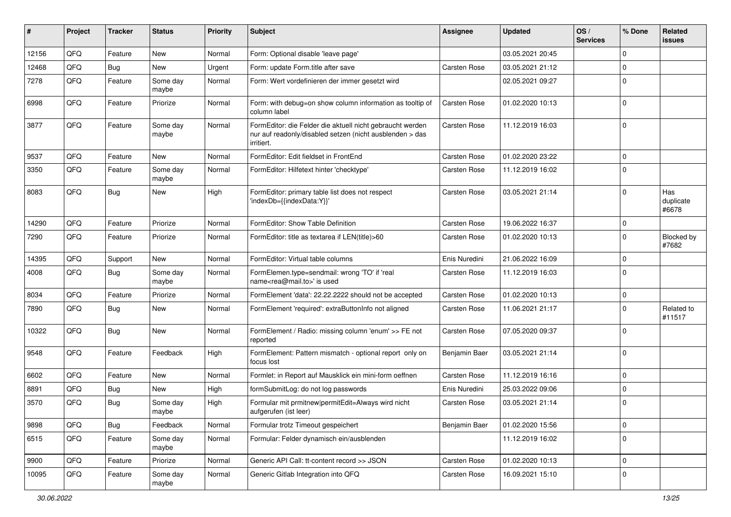| # | Project | Tracker | Status | Priority | Subject | Assignee | Updated | OS / Services | % Done | Related issues |
|---|---|---|---|---|---|---|---|---|---|---|
| 12156 | QFQ | Feature | New | Normal | Form: Optional disable 'leave page' | | 03.05.2021 20:45 | | 0 | |
| 12468 | QFQ | Bug | New | Urgent | Form: update Form.title after save | Carsten Rose | 03.05.2021 21:12 | | 0 | |
| 7278 | QFQ | Feature | Some day maybe | Normal | Form: Wert vordefinieren der immer gesetzt wird | | 02.05.2021 09:27 | | 0 | |
| 6998 | QFQ | Feature | Priorize | Normal | Form: with debug=on show column information as tooltip of column label | Carsten Rose | 01.02.2020 10:13 | | 0 | |
| 3877 | QFQ | Feature | Some day maybe | Normal | FormEditor: die Felder die aktuell nicht gebraucht werden nur auf readonly/disabled setzen (nicht ausblenden > das irritiert. | Carsten Rose | 11.12.2019 16:03 | | 0 | |
| 9537 | QFQ | Feature | New | Normal | FormEditor: Edit fieldset in FrontEnd | Carsten Rose | 01.02.2020 23:22 | | 0 | |
| 3350 | QFQ | Feature | Some day maybe | Normal | FormEditor: Hilfetext hinter 'checktype' | Carsten Rose | 11.12.2019 16:02 | | 0 | |
| 8083 | QFQ | Bug | New | High | FormEditor: primary table list does not respect 'indexDb={{indexData:Y}}' | Carsten Rose | 03.05.2021 21:14 | | 0 | Has duplicate #6678 |
| 14290 | QFQ | Feature | Priorize | Normal | FormEditor: Show Table Definition | Carsten Rose | 19.06.2022 16:37 | | 0 | |
| 7290 | QFQ | Feature | Priorize | Normal | FormEditor: title as textarea if LEN(title)>60 | Carsten Rose | 01.02.2020 10:13 | | 0 | Blocked by #7682 |
| 14395 | QFQ | Support | New | Normal | FormEditor: Virtual table columns | Enis Nuredini | 21.06.2022 16:09 | | 0 | |
| 4008 | QFQ | Bug | Some day maybe | Normal | FormElemen.type=sendmail: wrong 'TO' if 'real name<rea@mail.to>' is used | Carsten Rose | 11.12.2019 16:03 | | 0 | |
| 8034 | QFQ | Feature | Priorize | Normal | FormElement 'data': 22.22.2222 should not be accepted | Carsten Rose | 01.02.2020 10:13 | | 0 | |
| 7890 | QFQ | Bug | New | Normal | FormElement 'required': extraButtonInfo not aligned | Carsten Rose | 11.06.2021 21:17 | | 0 | Related to #11517 |
| 10322 | QFQ | Bug | New | Normal | FormElement / Radio: missing column 'enum' >> FE not reported | Carsten Rose | 07.05.2020 09:37 | | 0 | |
| 9548 | QFQ | Feature | Feedback | High | FormElement: Pattern mismatch - optional report only on focus lost | Benjamin Baer | 03.05.2021 21:14 | | 0 | |
| 6602 | QFQ | Feature | New | Normal | Formlet: in Report auf Mausklick ein mini-form oeffnen | Carsten Rose | 11.12.2019 16:16 | | 0 | |
| 8891 | QFQ | Bug | New | High | formSubmitLog: do not log passwords | Enis Nuredini | 25.03.2022 09:06 | | 0 | |
| 3570 | QFQ | Bug | Some day maybe | High | Formular mit prmitnew\|permitEdit=Always wird nicht aufgerufen (ist leer) | Carsten Rose | 03.05.2021 21:14 | | 0 | |
| 9898 | QFQ | Bug | Feedback | Normal | Formular trotz Timeout gespeichert | Benjamin Baer | 01.02.2020 15:56 | | 0 | |
| 6515 | QFQ | Feature | Some day maybe | Normal | Formular: Felder dynamisch ein/ausblenden | | 11.12.2019 16:02 | | 0 | |
| 9900 | QFQ | Feature | Priorize | Normal | Generic API Call: tt-content record >> JSON | Carsten Rose | 01.02.2020 10:13 | | 0 | |
| 10095 | QFQ | Feature | Some day maybe | Normal | Generic Gitlab Integration into QFQ | Carsten Rose | 16.09.2021 15:10 | | 0 | |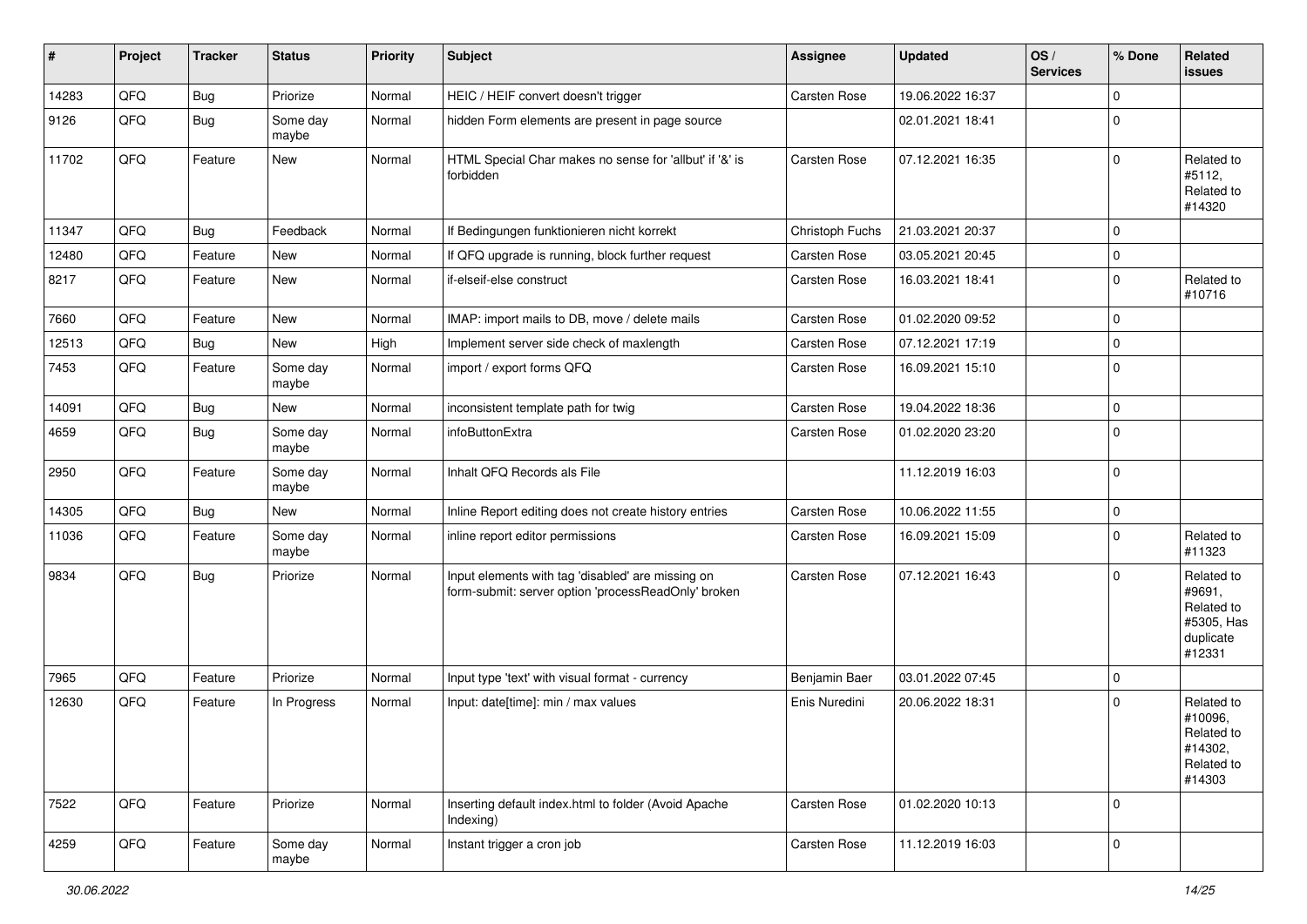| # | Project | Tracker | Status | Priority | Subject | Assignee | Updated | OS / Services | % Done | Related issues |
|---|---|---|---|---|---|---|---|---|---|---|
| 14283 | QFQ | Bug | Priorize | Normal | HEIC / HEIF convert doesn't trigger | Carsten Rose | 19.06.2022 16:37 | | 0 | |
| 9126 | QFQ | Bug | Some day maybe | Normal | hidden Form elements are present in page source | | 02.01.2021 18:41 | | 0 | |
| 11702 | QFQ | Feature | New | Normal | HTML Special Char makes no sense for 'allbut' if '&' is forbidden | Carsten Rose | 07.12.2021 16:35 | | 0 | Related to #5112, Related to #14320 |
| 11347 | QFQ | Bug | Feedback | Normal | If Bedingungen funktionieren nicht korrekt | Christoph Fuchs | 21.03.2021 20:37 | | 0 | |
| 12480 | QFQ | Feature | New | Normal | If QFQ upgrade is running, block further request | Carsten Rose | 03.05.2021 20:45 | | 0 | |
| 8217 | QFQ | Feature | New | Normal | if-elseif-else construct | Carsten Rose | 16.03.2021 18:41 | | 0 | Related to #10716 |
| 7660 | QFQ | Feature | New | Normal | IMAP: import mails to DB, move / delete mails | Carsten Rose | 01.02.2020 09:52 | | 0 | |
| 12513 | QFQ | Bug | New | High | Implement server side check of maxlength | Carsten Rose | 07.12.2021 17:19 | | 0 | |
| 7453 | QFQ | Feature | Some day maybe | Normal | import / export forms QFQ | Carsten Rose | 16.09.2021 15:10 | | 0 | |
| 14091 | QFQ | Bug | New | Normal | inconsistent template path for twig | Carsten Rose | 19.04.2022 18:36 | | 0 | |
| 4659 | QFQ | Bug | Some day maybe | Normal | infoButtonExtra | Carsten Rose | 01.02.2020 23:20 | | 0 | |
| 2950 | QFQ | Feature | Some day maybe | Normal | Inhalt QFQ Records als File | | 11.12.2019 16:03 | | 0 | |
| 14305 | QFQ | Bug | New | Normal | Inline Report editing does not create history entries | Carsten Rose | 10.06.2022 11:55 | | 0 | |
| 11036 | QFQ | Feature | Some day maybe | Normal | inline report editor permissions | Carsten Rose | 16.09.2021 15:09 | | 0 | Related to #11323 |
| 9834 | QFQ | Bug | Priorize | Normal | Input elements with tag 'disabled' are missing on form-submit: server option 'processReadOnly' broken | Carsten Rose | 07.12.2021 16:43 | | 0 | Related to #9691, Related to #5305, Has duplicate #12331 |
| 7965 | QFQ | Feature | Priorize | Normal | Input type 'text' with visual format - currency | Benjamin Baer | 03.01.2022 07:45 | | 0 | |
| 12630 | QFQ | Feature | In Progress | Normal | Input: date[time]: min / max values | Enis Nuredini | 20.06.2022 18:31 | | 0 | Related to #10096, Related to #14302, Related to #14303 |
| 7522 | QFQ | Feature | Priorize | Normal | Inserting default index.html to folder (Avoid Apache Indexing) | Carsten Rose | 01.02.2020 10:13 | | 0 | |
| 4259 | QFQ | Feature | Some day maybe | Normal | Instant trigger a cron job | Carsten Rose | 11.12.2019 16:03 | | 0 | |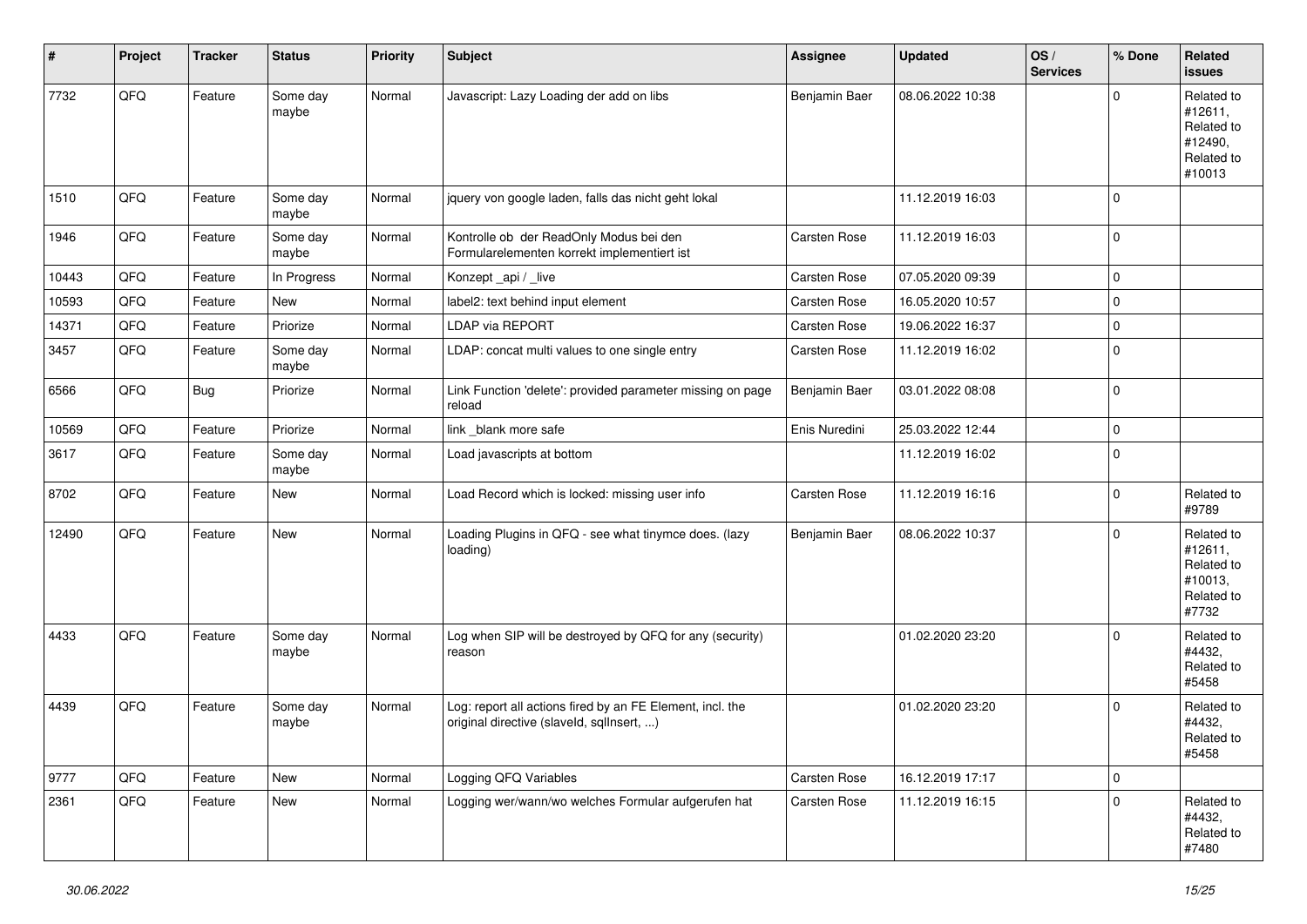| # | Project | Tracker | Status | Priority | Subject | Assignee | Updated | OS / Services | % Done | Related issues |
|---|---|---|---|---|---|---|---|---|---|---|
| 7732 | QFQ | Feature | Some day maybe | Normal | Javascript: Lazy Loading der add on libs | Benjamin Baer | 08.06.2022 10:38 | | 0 | Related to #12611, Related to #12490, Related to #10013 |
| 1510 | QFQ | Feature | Some day maybe | Normal | jquery von google laden, falls das nicht geht lokal | | 11.12.2019 16:03 | | 0 | |
| 1946 | QFQ | Feature | Some day maybe | Normal | Kontrolle ob der ReadOnly Modus bei den Formularelementen korrekt implementiert ist | Carsten Rose | 11.12.2019 16:03 | | 0 | |
| 10443 | QFQ | Feature | In Progress | Normal | Konzept _api / _live | Carsten Rose | 07.05.2020 09:39 | | 0 | |
| 10593 | QFQ | Feature | New | Normal | label2: text behind input element | Carsten Rose | 16.05.2020 10:57 | | 0 | |
| 14371 | QFQ | Feature | Priorize | Normal | LDAP via REPORT | Carsten Rose | 19.06.2022 16:37 | | 0 | |
| 3457 | QFQ | Feature | Some day maybe | Normal | LDAP: concat multi values to one single entry | Carsten Rose | 11.12.2019 16:02 | | 0 | |
| 6566 | QFQ | Bug | Priorize | Normal | Link Function 'delete': provided parameter missing on page reload | Benjamin Baer | 03.01.2022 08:08 | | 0 | |
| 10569 | QFQ | Feature | Priorize | Normal | link _blank more safe | Enis Nuredini | 25.03.2022 12:44 | | 0 | |
| 3617 | QFQ | Feature | Some day maybe | Normal | Load javascripts at bottom | | 11.12.2019 16:02 | | 0 | |
| 8702 | QFQ | Feature | New | Normal | Load Record which is locked: missing user info | Carsten Rose | 11.12.2019 16:16 | | 0 | Related to #9789 |
| 12490 | QFQ | Feature | New | Normal | Loading Plugins in QFQ - see what tinymce does. (lazy loading) | Benjamin Baer | 08.06.2022 10:37 | | 0 | Related to #12611, Related to #10013, Related to #7732 |
| 4433 | QFQ | Feature | Some day maybe | Normal | Log when SIP will be destroyed by QFQ for any (security) reason | | 01.02.2020 23:20 | | 0 | Related to #4432, Related to #5458 |
| 4439 | QFQ | Feature | Some day maybe | Normal | Log: report all actions fired by an FE Element, incl. the original directive (slaveld, sqlInsert, ...) | | 01.02.2020 23:20 | | 0 | Related to #4432, Related to #5458 |
| 9777 | QFQ | Feature | New | Normal | Logging QFQ Variables | Carsten Rose | 16.12.2019 17:17 | | 0 | |
| 2361 | QFQ | Feature | New | Normal | Logging wer/wann/wo welches Formular aufgerufen hat | Carsten Rose | 11.12.2019 16:15 | | 0 | Related to #4432, Related to #7480 |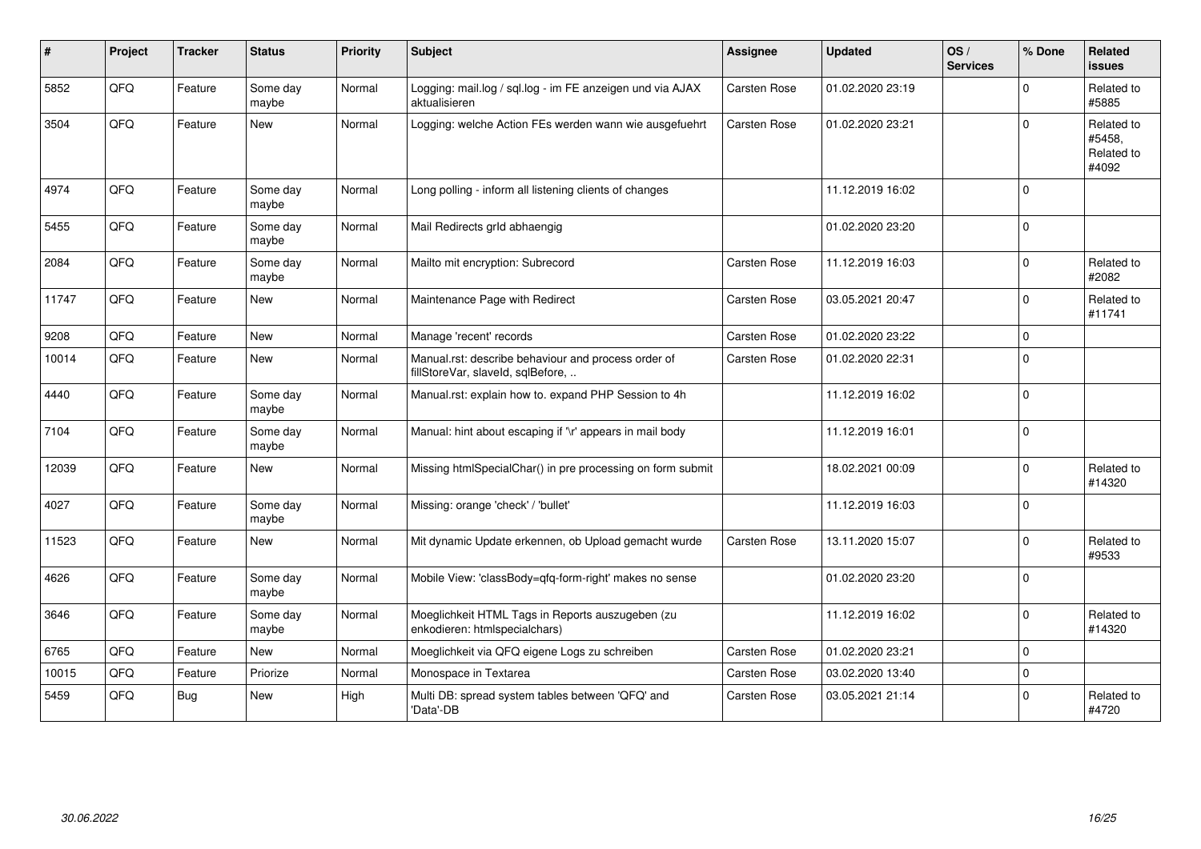| # | Project | Tracker | Status | Priority | Subject | Assignee | Updated | OS / Services | % Done | Related issues |
|---|---|---|---|---|---|---|---|---|---|---|
| 5852 | QFQ | Feature | Some day maybe | Normal | Logging: mail.log / sql.log - im FE anzeigen und via AJAX aktualisieren | Carsten Rose | 01.02.2020 23:19 | | 0 | Related to #5885 |
| 3504 | QFQ | Feature | New | Normal | Logging: welche Action FEs werden wann wie ausgefuehrt | Carsten Rose | 01.02.2020 23:21 | | 0 | Related to #5458, Related to #4092 |
| 4974 | QFQ | Feature | Some day maybe | Normal | Long polling - inform all listening clients of changes | | 11.12.2019 16:02 | | 0 | |
| 5455 | QFQ | Feature | Some day maybe | Normal | Mail Redirects grld abhaengig | | 01.02.2020 23:20 | | 0 | |
| 2084 | QFQ | Feature | Some day maybe | Normal | Mailto mit encryption: Subrecord | Carsten Rose | 11.12.2019 16:03 | | 0 | Related to #2082 |
| 11747 | QFQ | Feature | New | Normal | Maintenance Page with Redirect | Carsten Rose | 03.05.2021 20:47 | | 0 | Related to #11741 |
| 9208 | QFQ | Feature | New | Normal | Manage 'recent' records | Carsten Rose | 01.02.2020 23:22 | | 0 | |
| 10014 | QFQ | Feature | New | Normal | Manual.rst: describe behaviour and process order of fillStoreVar, slaveId, sqlBefore, .. | Carsten Rose | 01.02.2020 22:31 | | 0 | |
| 4440 | QFQ | Feature | Some day maybe | Normal | Manual.rst: explain how to. expand PHP Session to 4h | | 11.12.2019 16:02 | | 0 | |
| 7104 | QFQ | Feature | Some day maybe | Normal | Manual: hint about escaping if '\r' appears in mail body | | 11.12.2019 16:01 | | 0 | |
| 12039 | QFQ | Feature | New | Normal | Missing htmlSpecialChar() in pre processing on form submit | | 18.02.2021 00:09 | | 0 | Related to #14320 |
| 4027 | QFQ | Feature | Some day maybe | Normal | Missing: orange 'check' / 'bullet' | | 11.12.2019 16:03 | | 0 | |
| 11523 | QFQ | Feature | New | Normal | Mit dynamic Update erkennen, ob Upload gemacht wurde | Carsten Rose | 13.11.2020 15:07 | | 0 | Related to #9533 |
| 4626 | QFQ | Feature | Some day maybe | Normal | Mobile View: 'classBody=qfq-form-right' makes no sense | | 01.02.2020 23:20 | | 0 | |
| 3646 | QFQ | Feature | Some day maybe | Normal | Moeglichkeit HTML Tags in Reports auszugeben (zu enkodieren: htmlspecialchars) | | 11.12.2019 16:02 | | 0 | Related to #14320 |
| 6765 | QFQ | Feature | New | Normal | Moeglichkeit via QFQ eigene Logs zu schreiben | Carsten Rose | 01.02.2020 23:21 | | 0 | |
| 10015 | QFQ | Feature | Priorize | Normal | Monospace in Textarea | Carsten Rose | 03.02.2020 13:40 | | 0 | |
| 5459 | QFQ | Bug | New | High | Multi DB: spread system tables between 'QFQ' and 'Data'-DB | Carsten Rose | 03.05.2021 21:14 | | 0 | Related to #4720 |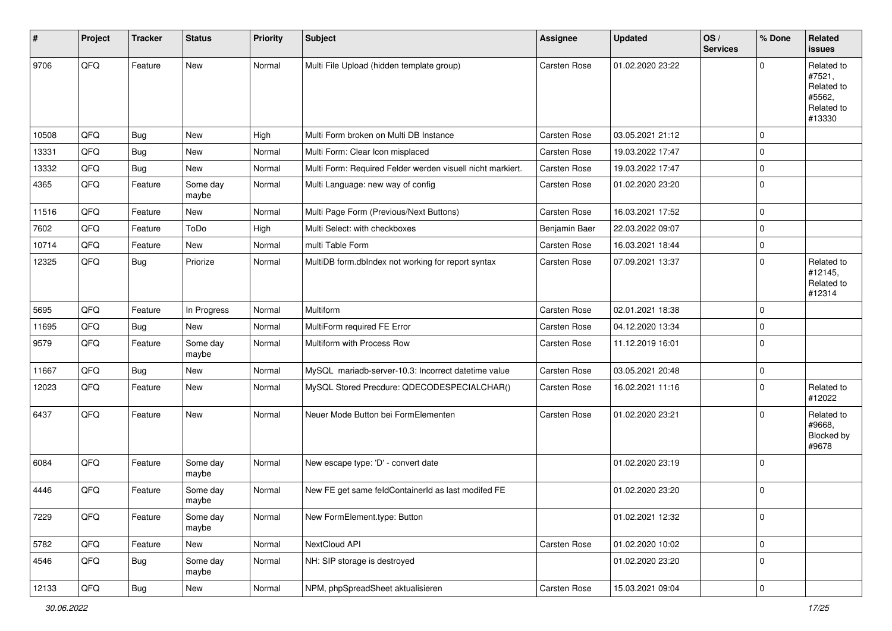| # | Project | Tracker | Status | Priority | Subject | Assignee | Updated | OS / Services | % Done | Related issues |
|---|---|---|---|---|---|---|---|---|---|---|
| 9706 | QFQ | Feature | New | Normal | Multi File Upload (hidden template group) | Carsten Rose | 01.02.2020 23:22 | | 0 | Related to #7521, Related to #5562, Related to #13330 |
| 10508 | QFQ | Bug | New | High | Multi Form broken on Multi DB Instance | Carsten Rose | 03.05.2021 21:12 | | 0 | |
| 13331 | QFQ | Bug | New | Normal | Multi Form: Clear Icon misplaced | Carsten Rose | 19.03.2022 17:47 | | 0 | |
| 13332 | QFQ | Bug | New | Normal | Multi Form: Required Felder werden visuell nicht markiert. | Carsten Rose | 19.03.2022 17:47 | | 0 | |
| 4365 | QFQ | Feature | Some day maybe | Normal | Multi Language: new way of config | Carsten Rose | 01.02.2020 23:20 | | 0 | |
| 11516 | QFQ | Feature | New | Normal | Multi Page Form (Previous/Next Buttons) | Carsten Rose | 16.03.2021 17:52 | | 0 | |
| 7602 | QFQ | Feature | ToDo | High | Multi Select: with checkboxes | Benjamin Baer | 22.03.2022 09:07 | | 0 | |
| 10714 | QFQ | Feature | New | Normal | multi Table Form | Carsten Rose | 16.03.2021 18:44 | | 0 | |
| 12325 | QFQ | Bug | Priorize | Normal | MultiDB form.dbIndex not working for report syntax | Carsten Rose | 07.09.2021 13:37 | | 0 | Related to #12145, Related to #12314 |
| 5695 | QFQ | Feature | In Progress | Normal | Multiform | Carsten Rose | 02.01.2021 18:38 | | 0 | |
| 11695 | QFQ | Bug | New | Normal | MultiForm required FE Error | Carsten Rose | 04.12.2020 13:34 | | 0 | |
| 9579 | QFQ | Feature | Some day maybe | Normal | Multiform with Process Row | Carsten Rose | 11.12.2019 16:01 | | 0 | |
| 11667 | QFQ | Bug | New | Normal | MySQL mariadb-server-10.3: Incorrect datetime value | Carsten Rose | 03.05.2021 20:48 | | 0 | |
| 12023 | QFQ | Feature | New | Normal | MySQL Stored Precdure: QDECODESPECIALCHAR() | Carsten Rose | 16.02.2021 11:16 | | 0 | Related to #12022 |
| 6437 | QFQ | Feature | New | Normal | Neuer Mode Button bei FormElementen | Carsten Rose | 01.02.2020 23:21 | | 0 | Related to #9668, Blocked by #9678 |
| 6084 | QFQ | Feature | Some day maybe | Normal | New escape type: 'D' - convert date | | 01.02.2020 23:19 | | 0 | |
| 4446 | QFQ | Feature | Some day maybe | Normal | New FE get same feldContainerId as last modifed FE | | 01.02.2020 23:20 | | 0 | |
| 7229 | QFQ | Feature | Some day maybe | Normal | New FormElement.type: Button | | 01.02.2021 12:32 | | 0 | |
| 5782 | QFQ | Feature | New | Normal | NextCloud API | Carsten Rose | 01.02.2020 10:02 | | 0 | |
| 4546 | QFQ | Bug | Some day maybe | Normal | NH: SIP storage is destroyed | | 01.02.2020 23:20 | | 0 | |
| 12133 | QFQ | Bug | New | Normal | NPM, phpSpreadSheet aktualisieren | Carsten Rose | 15.03.2021 09:04 | | 0 | |

*30.06.2022*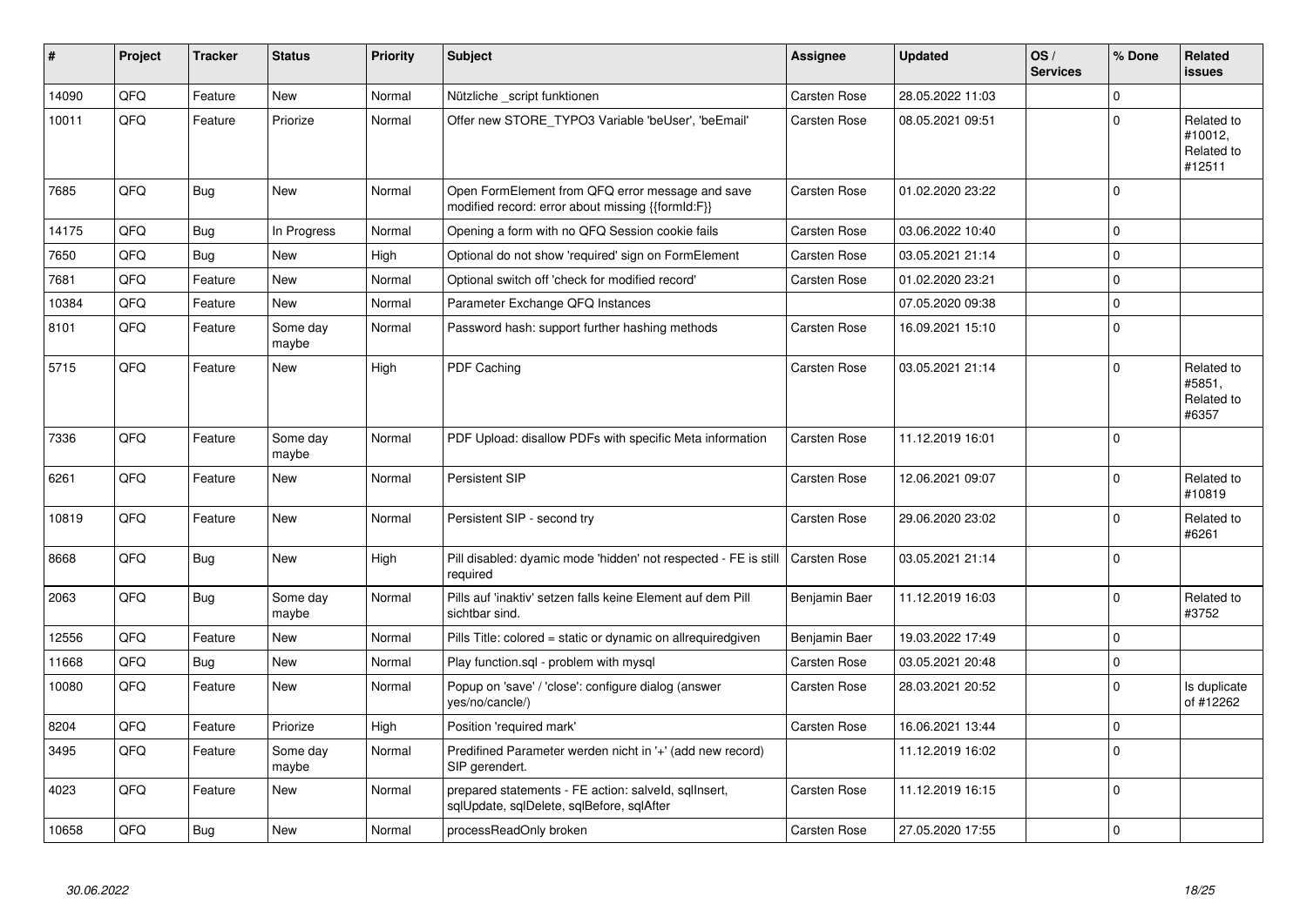| # | Project | Tracker | Status | Priority | Subject | Assignee | Updated | OS / Services | % Done | Related issues |
|---|---|---|---|---|---|---|---|---|---|---|
| 14090 | QFQ | Feature | New | Normal | Nützliche _script funktionen | Carsten Rose | 28.05.2022 11:03 | | 0 | |
| 10011 | QFQ | Feature | Priorize | Normal | Offer new STORE_TYPO3 Variable 'beUser', 'beEmail' | Carsten Rose | 08.05.2021 09:51 | | 0 | Related to #10012, Related to #12511 |
| 7685 | QFQ | Bug | New | Normal | Open FormElement from QFQ error message and save modified record: error about missing {{formId:F}} | Carsten Rose | 01.02.2020 23:22 | | 0 | |
| 14175 | QFQ | Bug | In Progress | Normal | Opening a form with no QFQ Session cookie fails | Carsten Rose | 03.06.2022 10:40 | | 0 | |
| 7650 | QFQ | Bug | New | High | Optional do not show 'required' sign on FormElement | Carsten Rose | 03.05.2021 21:14 | | 0 | |
| 7681 | QFQ | Feature | New | Normal | Optional switch off 'check for modified record' | Carsten Rose | 01.02.2020 23:21 | | 0 | |
| 10384 | QFQ | Feature | New | Normal | Parameter Exchange QFQ Instances | | 07.05.2020 09:38 | | 0 | |
| 8101 | QFQ | Feature | Some day maybe | Normal | Password hash: support further hashing methods | Carsten Rose | 16.09.2021 15:10 | | 0 | |
| 5715 | QFQ | Feature | New | High | PDF Caching | Carsten Rose | 03.05.2021 21:14 | | 0 | Related to #5851, Related to #6357 |
| 7336 | QFQ | Feature | Some day maybe | Normal | PDF Upload: disallow PDFs with specific Meta information | Carsten Rose | 11.12.2019 16:01 | | 0 | |
| 6261 | QFQ | Feature | New | Normal | Persistent SIP | Carsten Rose | 12.06.2021 09:07 | | 0 | Related to #10819 |
| 10819 | QFQ | Feature | New | Normal | Persistent SIP - second try | Carsten Rose | 29.06.2020 23:02 | | 0 | Related to #6261 |
| 8668 | QFQ | Bug | New | High | Pill disabled: dyamic mode 'hidden' not respected - FE is still required | Carsten Rose | 03.05.2021 21:14 | | 0 | |
| 2063 | QFQ | Bug | Some day maybe | Normal | Pills auf 'inaktiv' setzen falls keine Element auf dem Pill sichtbar sind. | Benjamin Baer | 11.12.2019 16:03 | | 0 | Related to #3752 |
| 12556 | QFQ | Feature | New | Normal | Pills Title: colored = static or dynamic on allrequiredgiven | Benjamin Baer | 19.03.2022 17:49 | | 0 | |
| 11668 | QFQ | Bug | New | Normal | Play function.sql - problem with mysql | Carsten Rose | 03.05.2021 20:48 | | 0 | |
| 10080 | QFQ | Feature | New | Normal | Popup on 'save' / 'close': configure dialog (answer yes/no/cancle/) | Carsten Rose | 28.03.2021 20:52 | | 0 | Is duplicate of #12262 |
| 8204 | QFQ | Feature | Priorize | High | Position 'required mark' | Carsten Rose | 16.06.2021 13:44 | | 0 | |
| 3495 | QFQ | Feature | Some day maybe | Normal | Predifined Parameter werden nicht in '+' (add new record) SIP gerendert. | | 11.12.2019 16:02 | | 0 | |
| 4023 | QFQ | Feature | New | Normal | prepared statements - FE action: salveld, sqlInsert, sqlUpdate, sqlDelete, sqlBefore, sqlAfter | Carsten Rose | 11.12.2019 16:15 | | 0 | |
| 10658 | QFQ | Bug | New | Normal | processReadOnly broken | Carsten Rose | 27.05.2020 17:55 | | 0 | |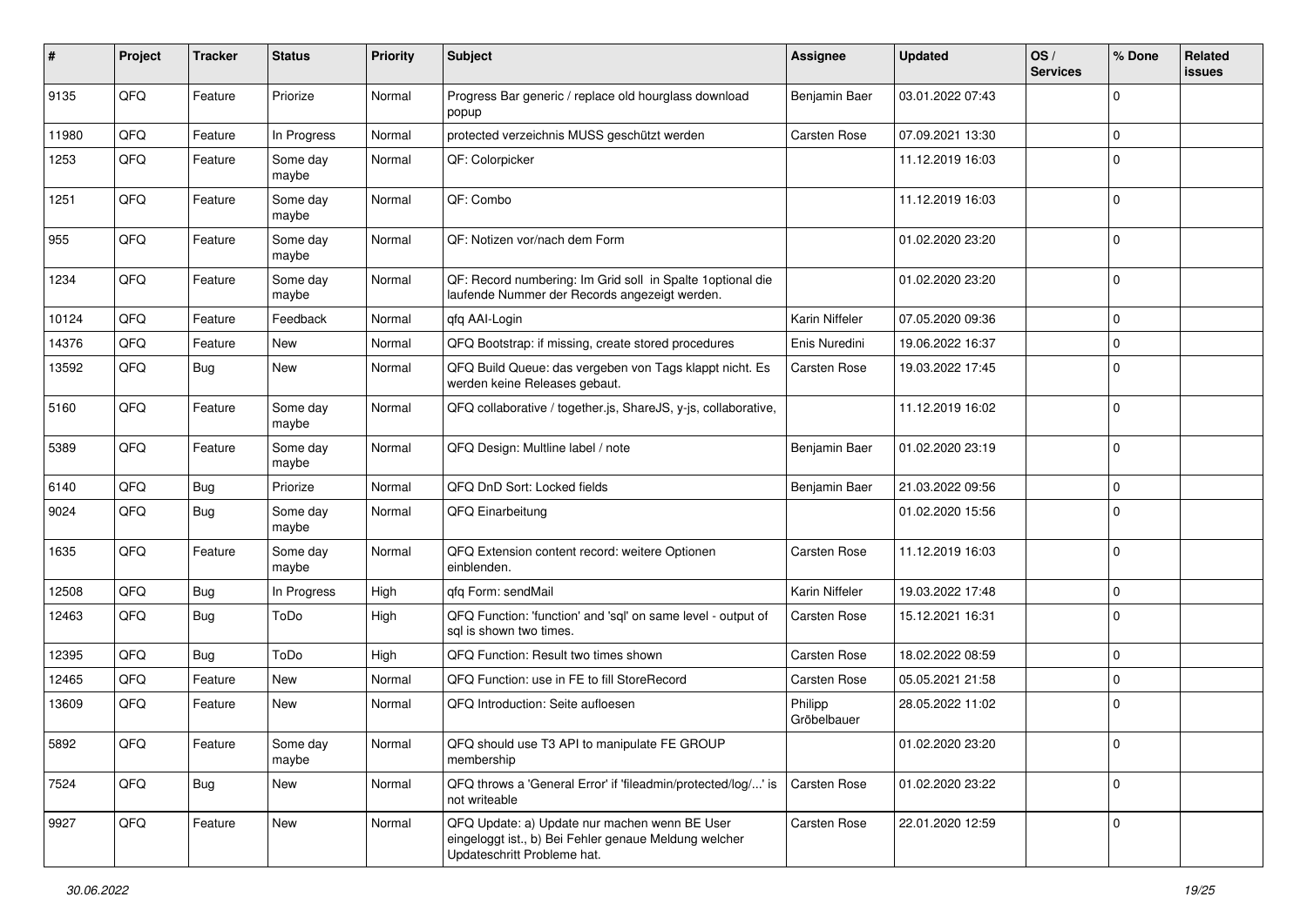| # | Project | Tracker | Status | Priority | Subject | Assignee | Updated | OS / Services | % Done | Related issues |
|---|---|---|---|---|---|---|---|---|---|---|
| 9135 | QFQ | Feature | Priorize | Normal | Progress Bar generic / replace old hourglass download popup | Benjamin Baer | 03.01.2022 07:43 | | 0 | |
| 11980 | QFQ | Feature | In Progress | Normal | protected verzeichnis MUSS geschützt werden | Carsten Rose | 07.09.2021 13:30 | | 0 | |
| 1253 | QFQ | Feature | Some day maybe | Normal | QF: Colorpicker | | 11.12.2019 16:03 | | 0 | |
| 1251 | QFQ | Feature | Some day maybe | Normal | QF: Combo | | 11.12.2019 16:03 | | 0 | |
| 955 | QFQ | Feature | Some day maybe | Normal | QF: Notizen vor/nach dem Form | | 01.02.2020 23:20 | | 0 | |
| 1234 | QFQ | Feature | Some day maybe | Normal | QF: Record numbering: Im Grid soll in Spalte 1optional die laufende Nummer der Records angezeigt werden. | | 01.02.2020 23:20 | | 0 | |
| 10124 | QFQ | Feature | Feedback | Normal | qfq AAI-Login | Karin Niffeler | 07.05.2020 09:36 | | 0 | |
| 14376 | QFQ | Feature | New | Normal | QFQ Bootstrap: if missing, create stored procedures | Enis Nuredini | 19.06.2022 16:37 | | 0 | |
| 13592 | QFQ | Bug | New | Normal | QFQ Build Queue: das vergeben von Tags klappt nicht. Es werden keine Releases gebaut. | Carsten Rose | 19.03.2022 17:45 | | 0 | |
| 5160 | QFQ | Feature | Some day maybe | Normal | QFQ collaborative / together.js, ShareJS, y-js, collaborative, | | 11.12.2019 16:02 | | 0 | |
| 5389 | QFQ | Feature | Some day maybe | Normal | QFQ Design: Multline label / note | Benjamin Baer | 01.02.2020 23:19 | | 0 | |
| 6140 | QFQ | Bug | Priorize | Normal | QFQ DnD Sort: Locked fields | Benjamin Baer | 21.03.2022 09:56 | | 0 | |
| 9024 | QFQ | Bug | Some day maybe | Normal | QFQ Einarbeitung | | 01.02.2020 15:56 | | 0 | |
| 1635 | QFQ | Feature | Some day maybe | Normal | QFQ Extension content record: weitere Optionen einblenden. | Carsten Rose | 11.12.2019 16:03 | | 0 | |
| 12508 | QFQ | Bug | In Progress | High | qfq Form: sendMail | Karin Niffeler | 19.03.2022 17:48 | | 0 | |
| 12463 | QFQ | Bug | ToDo | High | QFQ Function: 'function' and 'sql' on same level - output of sql is shown two times. | Carsten Rose | 15.12.2021 16:31 | | 0 | |
| 12395 | QFQ | Bug | ToDo | High | QFQ Function: Result two times shown | Carsten Rose | 18.02.2022 08:59 | | 0 | |
| 12465 | QFQ | Feature | New | Normal | QFQ Function: use in FE to fill StoreRecord | Carsten Rose | 05.05.2021 21:58 | | 0 | |
| 13609 | QFQ | Feature | New | Normal | QFQ Introduction: Seite aufloesen | Philipp Gröbelbauer | 28.05.2022 11:02 | | 0 | |
| 5892 | QFQ | Feature | Some day maybe | Normal | QFQ should use T3 API to manipulate FE GROUP membership | | 01.02.2020 23:20 | | 0 | |
| 7524 | QFQ | Bug | New | Normal | QFQ throws a 'General Error' if 'fileadmin/protected/log/...' is not writeable | Carsten Rose | 01.02.2020 23:22 | | 0 | |
| 9927 | QFQ | Feature | New | Normal | QFQ Update: a) Update nur machen wenn BE User eingeloggt ist., b) Bei Fehler genaue Meldung welcher Updateschritt Probleme hat. | Carsten Rose | 22.01.2020 12:59 | | 0 | |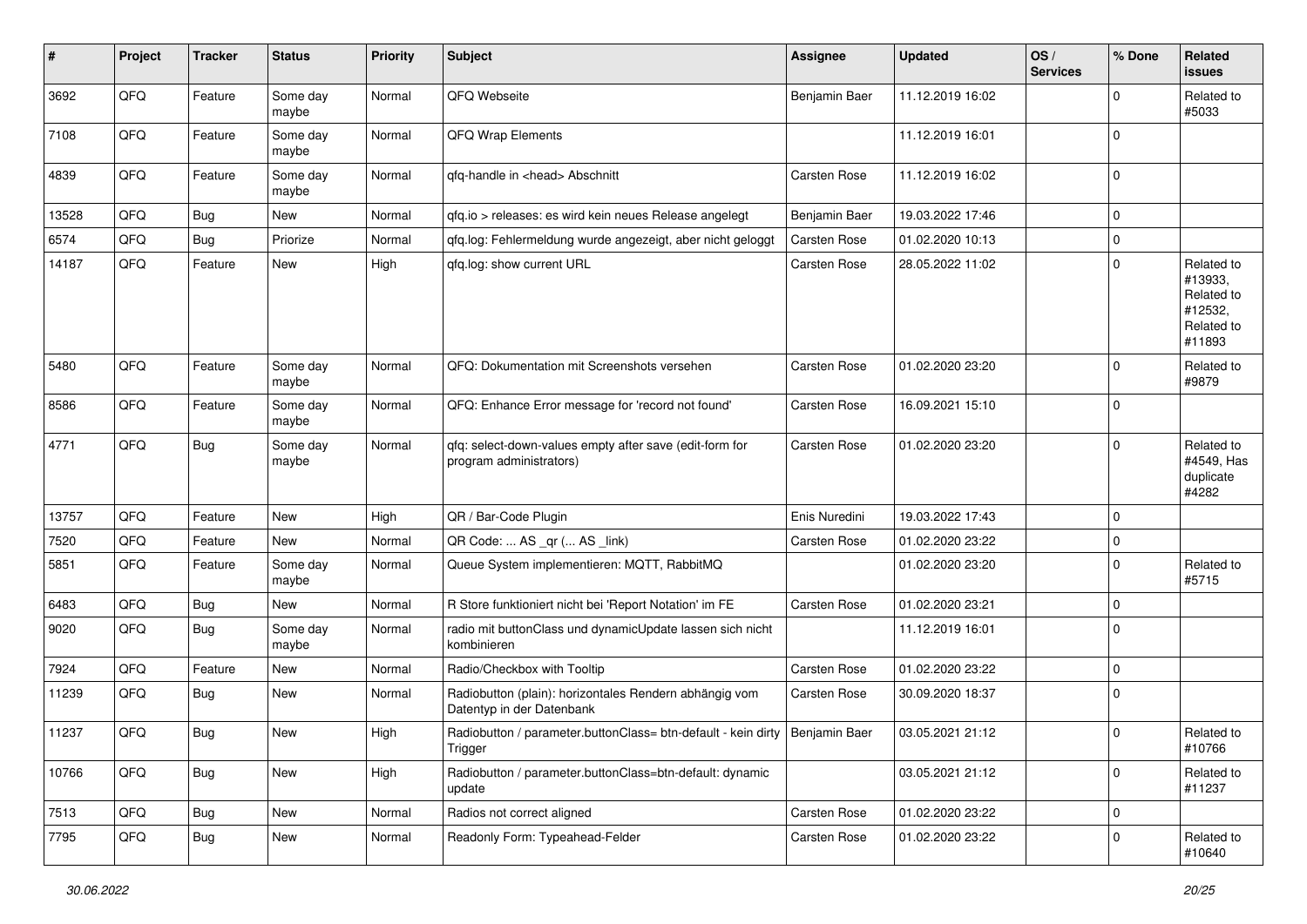| # | Project | Tracker | Status | Priority | Subject | Assignee | Updated | OS / Services | % Done | Related issues |
|---|---|---|---|---|---|---|---|---|---|---|
| 3692 | QFQ | Feature | Some day maybe | Normal | QFQ Webseite | Benjamin Baer | 11.12.2019 16:02 | | 0 | Related to #5033 |
| 7108 | QFQ | Feature | Some day maybe | Normal | QFQ Wrap Elements | | 11.12.2019 16:01 | | 0 | |
| 4839 | QFQ | Feature | Some day maybe | Normal | qfq-handle in <head> Abschnitt | Carsten Rose | 11.12.2019 16:02 | | 0 | |
| 13528 | QFQ | Bug | New | Normal | qfq.io > releases: es wird kein neues Release angelegt | Benjamin Baer | 19.03.2022 17:46 | | 0 | |
| 6574 | QFQ | Bug | Priorize | Normal | qfq.log: Fehlermeldung wurde angezeigt, aber nicht geloggt | Carsten Rose | 01.02.2020 10:13 | | 0 | |
| 14187 | QFQ | Feature | New | High | qfq.log: show current URL | Carsten Rose | 28.05.2022 11:02 | | 0 | Related to #13933, Related to #12532, Related to #11893 |
| 5480 | QFQ | Feature | Some day maybe | Normal | QFQ: Dokumentation mit Screenshots versehen | Carsten Rose | 01.02.2020 23:20 | | 0 | Related to #9879 |
| 8586 | QFQ | Feature | Some day maybe | Normal | QFQ: Enhance Error message for 'record not found' | Carsten Rose | 16.09.2021 15:10 | | 0 | |
| 4771 | QFQ | Bug | Some day maybe | Normal | qfq: select-down-values empty after save (edit-form for program administrators) | Carsten Rose | 01.02.2020 23:20 | | 0 | Related to #4549, Has duplicate #4282 |
| 13757 | QFQ | Feature | New | High | QR / Bar-Code Plugin | Enis Nuredini | 19.03.2022 17:43 | | 0 | |
| 7520 | QFQ | Feature | New | Normal | QR Code: ... AS _qr (... AS _link) | Carsten Rose | 01.02.2020 23:22 | | 0 | |
| 5851 | QFQ | Feature | Some day maybe | Normal | Queue System implementieren: MQTT, RabbitMQ | | 01.02.2020 23:20 | | 0 | Related to #5715 |
| 6483 | QFQ | Bug | New | Normal | R Store funktioniert nicht bei 'Report Notation' im FE | Carsten Rose | 01.02.2020 23:21 | | 0 | |
| 9020 | QFQ | Bug | Some day maybe | Normal | radio mit buttonClass und dynamicUpdate lassen sich nicht kombinieren | | 11.12.2019 16:01 | | 0 | |
| 7924 | QFQ | Feature | New | Normal | Radio/Checkbox with Tooltip | Carsten Rose | 01.02.2020 23:22 | | 0 | |
| 11239 | QFQ | Bug | New | Normal | Radiobutton (plain): horizontales Rendern abhängig vom Datentyp in der Datenbank | Carsten Rose | 30.09.2020 18:37 | | 0 | |
| 11237 | QFQ | Bug | New | High | Radiobutton / parameter.buttonClass= btn-default - kein dirty Trigger | Benjamin Baer | 03.05.2021 21:12 | | 0 | Related to #10766 |
| 10766 | QFQ | Bug | New | High | Radiobutton / parameter.buttonClass=btn-default: dynamic update | | 03.05.2021 21:12 | | 0 | Related to #11237 |
| 7513 | QFQ | Bug | New | Normal | Radios not correct aligned | Carsten Rose | 01.02.2020 23:22 | | 0 | |
| 7795 | QFQ | Bug | New | Normal | Readonly Form: Typeahead-Felder | Carsten Rose | 01.02.2020 23:22 | | 0 | Related to #10640 |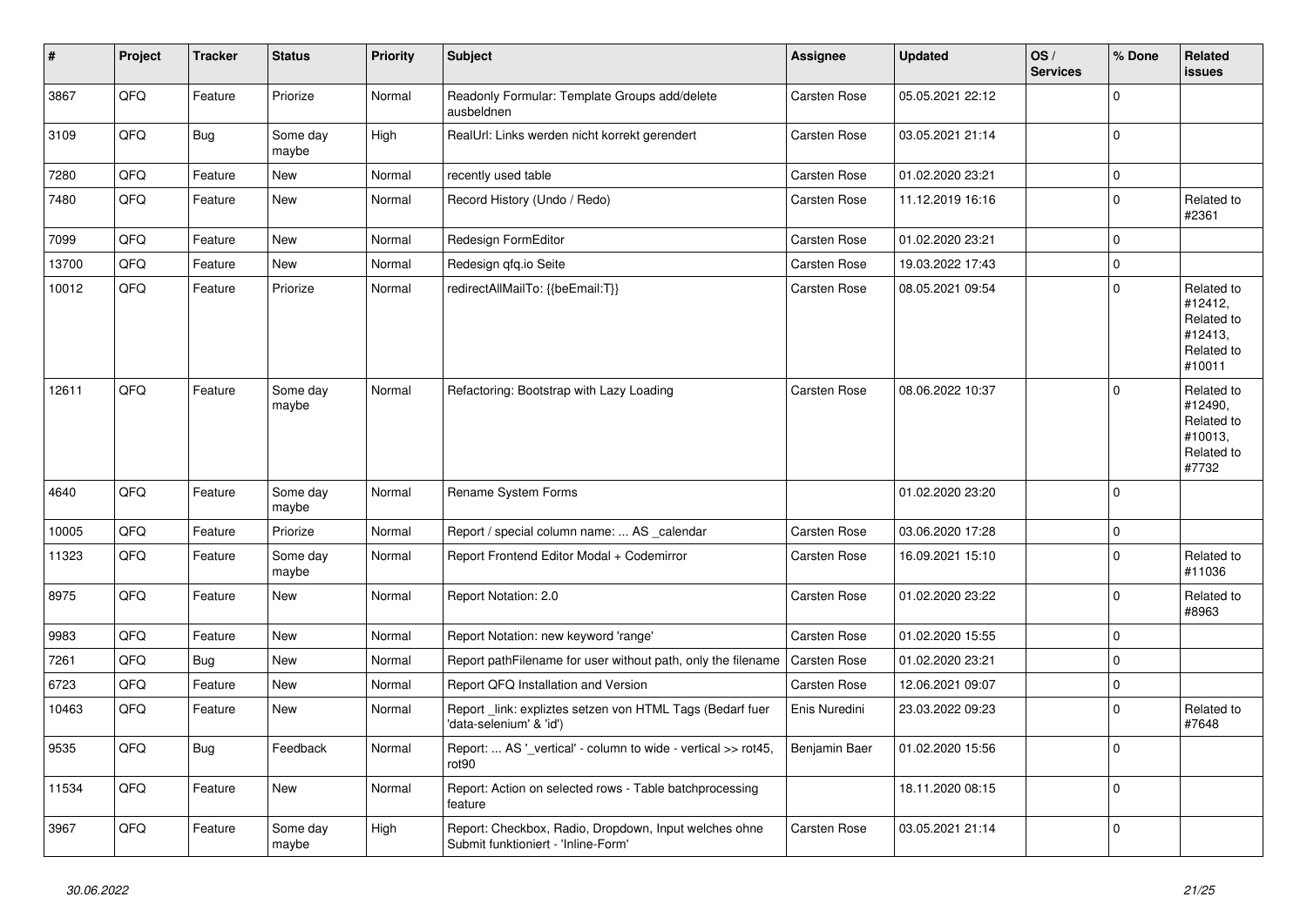| # | Project | Tracker | Status | Priority | Subject | Assignee | Updated | OS / Services | % Done | Related issues |
|---|---|---|---|---|---|---|---|---|---|---|
| 3867 | QFQ | Feature | Priorize | Normal | Readonly Formular: Template Groups add/delete ausbeldnen | Carsten Rose | 05.05.2021 22:12 | | 0 | |
| 3109 | QFQ | Bug | Some day maybe | High | RealUrl: Links werden nicht korrekt gerendert | Carsten Rose | 03.05.2021 21:14 | | 0 | |
| 7280 | QFQ | Feature | New | Normal | recently used table | Carsten Rose | 01.02.2020 23:21 | | 0 | |
| 7480 | QFQ | Feature | New | Normal | Record History (Undo / Redo) | Carsten Rose | 11.12.2019 16:16 | | 0 | Related to #2361 |
| 7099 | QFQ | Feature | New | Normal | Redesign FormEditor | Carsten Rose | 01.02.2020 23:21 | | 0 | |
| 13700 | QFQ | Feature | New | Normal | Redesign qfq.io Seite | Carsten Rose | 19.03.2022 17:43 | | 0 | |
| 10012 | QFQ | Feature | Priorize | Normal | redirectAllMailTo: {{beEmail:T}} | Carsten Rose | 08.05.2021 09:54 | | 0 | Related to #12412, Related to #12413, Related to #10011 |
| 12611 | QFQ | Feature | Some day maybe | Normal | Refactoring: Bootstrap with Lazy Loading | Carsten Rose | 08.06.2022 10:37 | | 0 | Related to #12490, Related to #10013, Related to #7732 |
| 4640 | QFQ | Feature | Some day maybe | Normal | Rename System Forms | | 01.02.2020 23:20 | | 0 | |
| 10005 | QFQ | Feature | Priorize | Normal | Report / special column name: ... AS _calendar | Carsten Rose | 03.06.2020 17:28 | | 0 | |
| 11323 | QFQ | Feature | Some day maybe | Normal | Report Frontend Editor Modal + Codemirror | Carsten Rose | 16.09.2021 15:10 | | 0 | Related to #11036 |
| 8975 | QFQ | Feature | New | Normal | Report Notation: 2.0 | Carsten Rose | 01.02.2020 23:22 | | 0 | Related to #8963 |
| 9983 | QFQ | Feature | New | Normal | Report Notation: new keyword 'range' | Carsten Rose | 01.02.2020 15:55 | | 0 | |
| 7261 | QFQ | Bug | New | Normal | Report pathFilename for user without path, only the filename | Carsten Rose | 01.02.2020 23:21 | | 0 | |
| 6723 | QFQ | Feature | New | Normal | Report QFQ Installation and Version | Carsten Rose | 12.06.2021 09:07 | | 0 | |
| 10463 | QFQ | Feature | New | Normal | Report _link: expliztes setzen von HTML Tags (Bedarf fuer 'data-selenium' & 'id') | Enis Nuredini | 23.03.2022 09:23 | | 0 | Related to #7648 |
| 9535 | QFQ | Bug | Feedback | Normal | Report: ... AS '_vertical' - column to wide - vertical >> rot45, rot90 | Benjamin Baer | 01.02.2020 15:56 | | 0 | |
| 11534 | QFQ | Feature | New | Normal | Report: Action on selected rows - Table batchprocessing feature | | 18.11.2020 08:15 | | 0 | |
| 3967 | QFQ | Feature | Some day maybe | High | Report: Checkbox, Radio, Dropdown, Input welches ohne Submit funktioniert - 'Inline-Form' | Carsten Rose | 03.05.2021 21:14 | | 0 | |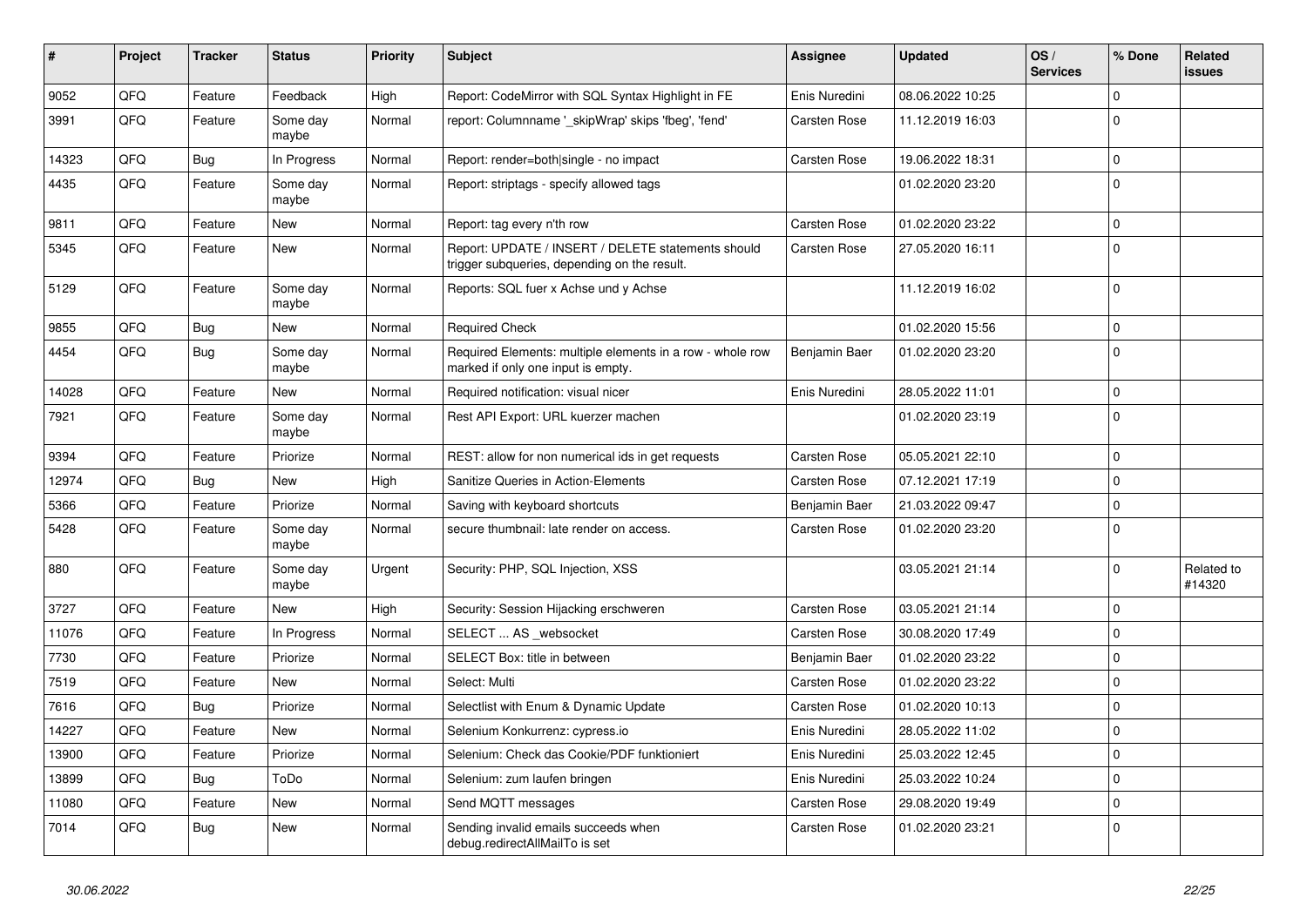| # | Project | Tracker | Status | Priority | Subject | Assignee | Updated | OS / Services | % Done | Related issues |
|---|---|---|---|---|---|---|---|---|---|---|
| 9052 | QFQ | Feature | Feedback | High | Report: CodeMirror with SQL Syntax Highlight in FE | Enis Nuredini | 08.06.2022 10:25 | | 0 | |
| 3991 | QFQ | Feature | Some day maybe | Normal | report: Columnname '_skipWrap' skips 'fbeg', 'fend' | Carsten Rose | 11.12.2019 16:03 | | 0 | |
| 14323 | QFQ | Bug | In Progress | Normal | Report: render=both\|single - no impact | Carsten Rose | 19.06.2022 18:31 | | 0 | |
| 4435 | QFQ | Feature | Some day maybe | Normal | Report: striptags - specify allowed tags | | 01.02.2020 23:20 | | 0 | |
| 9811 | QFQ | Feature | New | Normal | Report: tag every n'th row | Carsten Rose | 01.02.2020 23:22 | | 0 | |
| 5345 | QFQ | Feature | New | Normal | Report: UPDATE / INSERT / DELETE statements should trigger subqueries, depending on the result. | Carsten Rose | 27.05.2020 16:11 | | 0 | |
| 5129 | QFQ | Feature | Some day maybe | Normal | Reports: SQL fuer x Achse und y Achse | | 11.12.2019 16:02 | | 0 | |
| 9855 | QFQ | Bug | New | Normal | Required Check | | 01.02.2020 15:56 | | 0 | |
| 4454 | QFQ | Bug | Some day maybe | Normal | Required Elements: multiple elements in a row - whole row marked if only one input is empty. | Benjamin Baer | 01.02.2020 23:20 | | 0 | |
| 14028 | QFQ | Feature | New | Normal | Required notification: visual nicer | Enis Nuredini | 28.05.2022 11:01 | | 0 | |
| 7921 | QFQ | Feature | Some day maybe | Normal | Rest API Export: URL kuerzer machen | | 01.02.2020 23:19 | | 0 | |
| 9394 | QFQ | Feature | Priorize | Normal | REST: allow for non numerical ids in get requests | Carsten Rose | 05.05.2021 22:10 | | 0 | |
| 12974 | QFQ | Bug | New | High | Sanitize Queries in Action-Elements | Carsten Rose | 07.12.2021 17:19 | | 0 | |
| 5366 | QFQ | Feature | Priorize | Normal | Saving with keyboard shortcuts | Benjamin Baer | 21.03.2022 09:47 | | 0 | |
| 5428 | QFQ | Feature | Some day maybe | Normal | secure thumbnail: late render on access. | Carsten Rose | 01.02.2020 23:20 | | 0 | |
| 880 | QFQ | Feature | Some day maybe | Urgent | Security: PHP, SQL Injection, XSS | | 03.05.2021 21:14 | | 0 | Related to #14320 |
| 3727 | QFQ | Feature | New | High | Security: Session Hijacking erschweren | Carsten Rose | 03.05.2021 21:14 | | 0 | |
| 11076 | QFQ | Feature | In Progress | Normal | SELECT ... AS _websocket | Carsten Rose | 30.08.2020 17:49 | | 0 | |
| 7730 | QFQ | Feature | Priorize | Normal | SELECT Box: title in between | Benjamin Baer | 01.02.2020 23:22 | | 0 | |
| 7519 | QFQ | Feature | New | Normal | Select: Multi | Carsten Rose | 01.02.2020 23:22 | | 0 | |
| 7616 | QFQ | Bug | Priorize | Normal | Selectlist with Enum & Dynamic Update | Carsten Rose | 01.02.2020 10:13 | | 0 | |
| 14227 | QFQ | Feature | New | Normal | Selenium Konkurrenz: cypress.io | Enis Nuredini | 28.05.2022 11:02 | | 0 | |
| 13900 | QFQ | Feature | Priorize | Normal | Selenium: Check das Cookie/PDF funktioniert | Enis Nuredini | 25.03.2022 12:45 | | 0 | |
| 13899 | QFQ | Bug | ToDo | Normal | Selenium: zum laufen bringen | Enis Nuredini | 25.03.2022 10:24 | | 0 | |
| 11080 | QFQ | Feature | New | Normal | Send MQTT messages | Carsten Rose | 29.08.2020 19:49 | | 0 | |
| 7014 | QFQ | Bug | New | Normal | Sending invalid emails succeeds when debug.redirectAllMailTo is set | Carsten Rose | 01.02.2020 23:21 | | 0 | |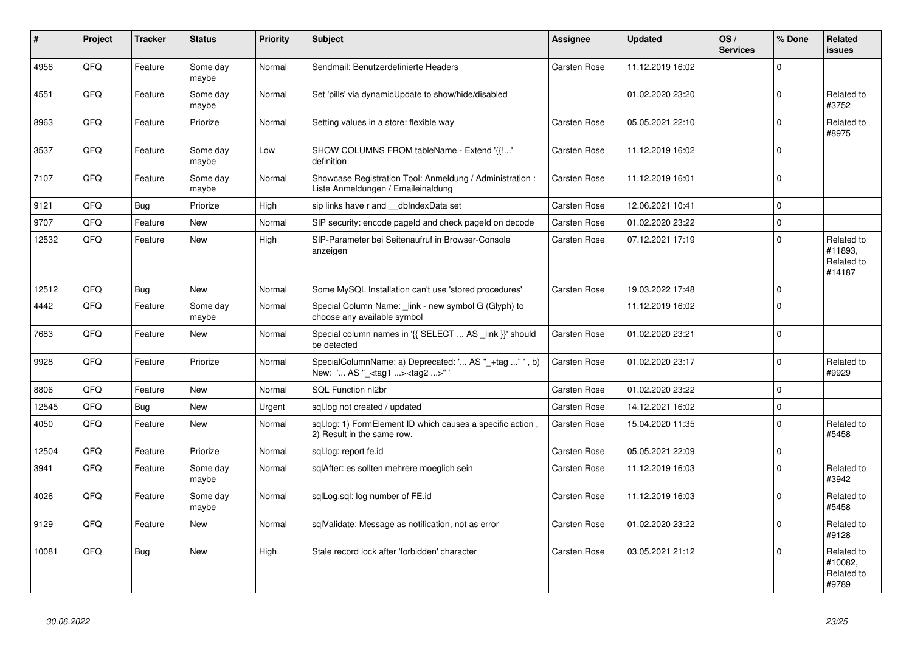| # | Project | Tracker | Status | Priority | Subject | Assignee | Updated | OS / Services | % Done | Related issues |
|---|---|---|---|---|---|---|---|---|---|---|
| 4956 | QFQ | Feature | Some day maybe | Normal | Sendmail: Benutzerdefinierte Headers | Carsten Rose | 11.12.2019 16:02 | | 0 | |
| 4551 | QFQ | Feature | Some day maybe | Normal | Set 'pills' via dynamicUpdate to show/hide/disabled | | 01.02.2020 23:20 | | 0 | Related to #3752 |
| 8963 | QFQ | Feature | Priorize | Normal | Setting values in a store: flexible way | Carsten Rose | 05.05.2021 22:10 | | 0 | Related to #8975 |
| 3537 | QFQ | Feature | Some day maybe | Low | SHOW COLUMNS FROM tableName - Extend '{{!...' definition | Carsten Rose | 11.12.2019 16:02 | | 0 | |
| 7107 | QFQ | Feature | Some day maybe | Normal | Showcase Registration Tool: Anmeldung / Administration : Liste Anmeldungen / Emaileinaldung | Carsten Rose | 11.12.2019 16:01 | | 0 | |
| 9121 | QFQ | Bug | Priorize | High | sip links have r and __dbIndexData set | Carsten Rose | 12.06.2021 10:41 | | 0 | |
| 9707 | QFQ | Feature | New | Normal | SIP security: encode pageId and check pageId on decode | Carsten Rose | 01.02.2020 23:22 | | 0 | |
| 12532 | QFQ | Feature | New | High | SIP-Parameter bei Seitenaufruf in Browser-Console anzeigen | Carsten Rose | 07.12.2021 17:19 | | 0 | Related to #11893, Related to #14187 |
| 12512 | QFQ | Bug | New | Normal | Some MySQL Installation can't use 'stored procedures' | Carsten Rose | 19.03.2022 17:48 | | 0 | |
| 4442 | QFQ | Feature | Some day maybe | Normal | Special Column Name: _link - new symbol G (Glyph) to choose any available symbol | | 11.12.2019 16:02 | | 0 | |
| 7683 | QFQ | Feature | New | Normal | Special column names in '{{ SELECT ... AS _link }}' should be detected | Carsten Rose | 01.02.2020 23:21 | | 0 | |
| 9928 | QFQ | Feature | Priorize | Normal | SpecialColumnName: a) Deprecated: '... AS "_+tag ..." ', b) New: '... AS "_<tag1 ...><tag2 ...>" ' | Carsten Rose | 01.02.2020 23:17 | | 0 | Related to #9929 |
| 8806 | QFQ | Feature | New | Normal | SQL Function nl2br | Carsten Rose | 01.02.2020 23:22 | | 0 | |
| 12545 | QFQ | Bug | New | Urgent | sql.log not created / updated | Carsten Rose | 14.12.2021 16:02 | | 0 | |
| 4050 | QFQ | Feature | New | Normal | sql.log: 1) FormElement ID which causes a specific action , 2) Result in the same row. | Carsten Rose | 15.04.2020 11:35 | | 0 | Related to #5458 |
| 12504 | QFQ | Feature | Priorize | Normal | sql.log: report fe.id | Carsten Rose | 05.05.2021 22:09 | | 0 | |
| 3941 | QFQ | Feature | Some day maybe | Normal | sqlAfter: es sollten mehrere moeglich sein | Carsten Rose | 11.12.2019 16:03 | | 0 | Related to #3942 |
| 4026 | QFQ | Feature | Some day maybe | Normal | sqlLog.sql: log number of FE.id | Carsten Rose | 11.12.2019 16:03 | | 0 | Related to #5458 |
| 9129 | QFQ | Feature | New | Normal | sqlValidate: Message as notification, not as error | Carsten Rose | 01.02.2020 23:22 | | 0 | Related to #9128 |
| 10081 | QFQ | Bug | New | High | Stale record lock after 'forbidden' character | Carsten Rose | 03.05.2021 21:12 | | 0 | Related to #10082, Related to #9789 |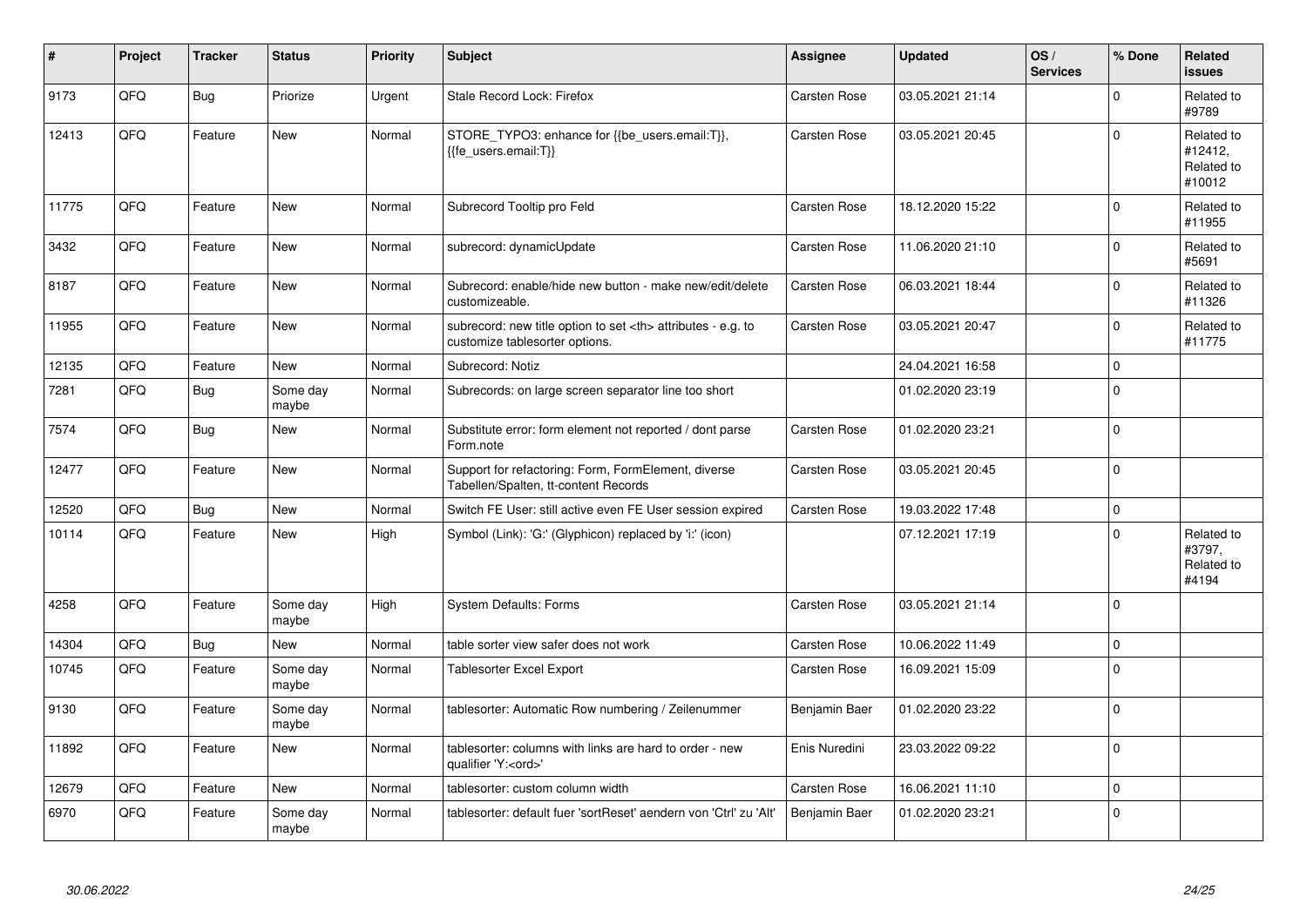| # | Project | Tracker | Status | Priority | Subject | Assignee | Updated | OS / Services | % Done | Related issues |
|---|---|---|---|---|---|---|---|---|---|---|
| 9173 | QFQ | Bug | Priorize | Urgent | Stale Record Lock: Firefox | Carsten Rose | 03.05.2021 21:14 | | 0 | Related to #9789 |
| 12413 | QFQ | Feature | New | Normal | STORE_TYPO3: enhance for {{be_users.email:T}}, {{fe_users.email:T}} | Carsten Rose | 03.05.2021 20:45 | | 0 | Related to #12412, Related to #10012 |
| 11775 | QFQ | Feature | New | Normal | Subrecord Tooltip pro Feld | Carsten Rose | 18.12.2020 15:22 | | 0 | Related to #11955 |
| 3432 | QFQ | Feature | New | Normal | subrecord: dynamicUpdate | Carsten Rose | 11.06.2020 21:10 | | 0 | Related to #5691 |
| 8187 | QFQ | Feature | New | Normal | Subrecord: enable/hide new button - make new/edit/delete customizeable. | Carsten Rose | 06.03.2021 18:44 | | 0 | Related to #11326 |
| 11955 | QFQ | Feature | New | Normal | subrecord: new title option to set <th> attributes - e.g. to customize tablesorter options. | Carsten Rose | 03.05.2021 20:47 | | 0 | Related to #11775 |
| 12135 | QFQ | Feature | New | Normal | Subrecord: Notiz | | 24.04.2021 16:58 | | 0 | |
| 7281 | QFQ | Bug | Some day maybe | Normal | Subrecords: on large screen separator line too short | | 01.02.2020 23:19 | | 0 | |
| 7574 | QFQ | Bug | New | Normal | Substitute error: form element not reported / dont parse Form.note | Carsten Rose | 01.02.2020 23:21 | | 0 | |
| 12477 | QFQ | Feature | New | Normal | Support for refactoring: Form, FormElement, diverse Tabellen/Spalten, tt-content Records | Carsten Rose | 03.05.2021 20:45 | | 0 | |
| 12520 | QFQ | Bug | New | Normal | Switch FE User: still active even FE User session expired | Carsten Rose | 19.03.2022 17:48 | | 0 | |
| 10114 | QFQ | Feature | New | High | Symbol (Link): 'G:' (Glyphicon) replaced by 'i:' (icon) | | 07.12.2021 17:19 | | 0 | Related to #3797, Related to #4194 |
| 4258 | QFQ | Feature | Some day maybe | High | System Defaults: Forms | Carsten Rose | 03.05.2021 21:14 | | 0 | |
| 14304 | QFQ | Bug | New | Normal | table sorter view safer does not work | Carsten Rose | 10.06.2022 11:49 | | 0 | |
| 10745 | QFQ | Feature | Some day maybe | Normal | Tablesorter Excel Export | Carsten Rose | 16.09.2021 15:09 | | 0 | |
| 9130 | QFQ | Feature | Some day maybe | Normal | tablesorter: Automatic Row numbering / Zeilenummer | Benjamin Baer | 01.02.2020 23:22 | | 0 | |
| 11892 | QFQ | Feature | New | Normal | tablesorter: columns with links are hard to order - new qualifier 'Y:<ord>' | Enis Nuredini | 23.03.2022 09:22 | | 0 | |
| 12679 | QFQ | Feature | New | Normal | tablesorter: custom column width | Carsten Rose | 16.06.2021 11:10 | | 0 | |
| 6970 | QFQ | Feature | Some day maybe | Normal | tablesorter: default fuer 'sortReset' aendern von 'Ctrl' zu 'Alt' | Benjamin Baer | 01.02.2020 23:21 | | 0 | |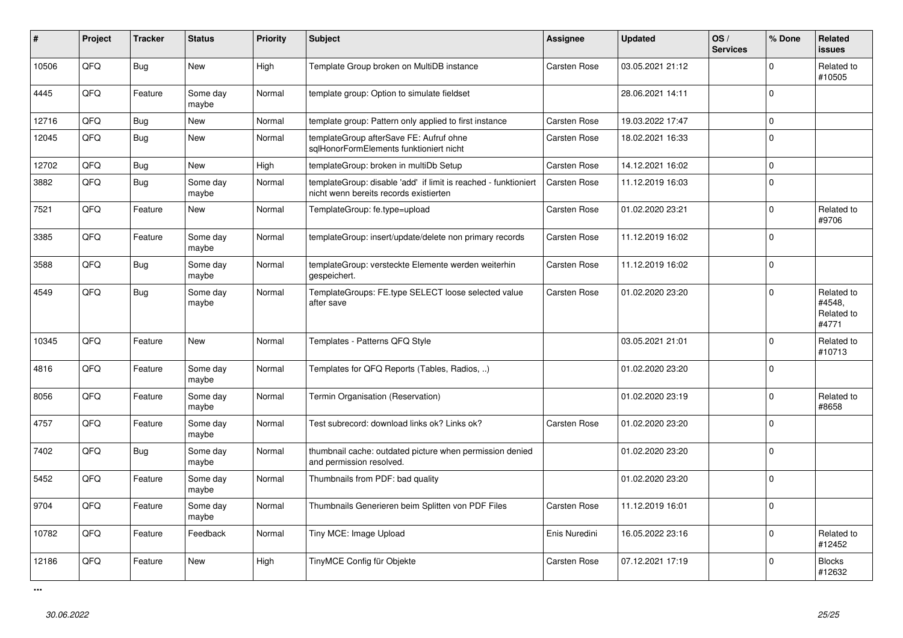| # | Project | Tracker | Status | Priority | Subject | Assignee | Updated | OS / Services | % Done | Related issues |
|---|---|---|---|---|---|---|---|---|---|---|
| 10506 | QFQ | Bug | New | High | Template Group broken on MultiDB instance | Carsten Rose | 03.05.2021 21:12 | | 0 | Related to #10505 |
| 4445 | QFQ | Feature | Some day maybe | Normal | template group: Option to simulate fieldset | | 28.06.2021 14:11 | | 0 | |
| 12716 | QFQ | Bug | New | Normal | template group: Pattern only applied to first instance | Carsten Rose | 19.03.2022 17:47 | | 0 | |
| 12045 | QFQ | Bug | New | Normal | templateGroup afterSave FE: Aufruf ohne sqlHonorFormElements funktioniert nicht | Carsten Rose | 18.02.2021 16:33 | | 0 | |
| 12702 | QFQ | Bug | New | High | templateGroup: broken in multiDb Setup | Carsten Rose | 14.12.2021 16:02 | | 0 | |
| 3882 | QFQ | Bug | Some day maybe | Normal | templateGroup: disable 'add' if limit is reached - funktioniert nicht wenn bereits records existierten | Carsten Rose | 11.12.2019 16:03 | | 0 | |
| 7521 | QFQ | Feature | New | Normal | TemplateGroup: fe.type=upload | Carsten Rose | 01.02.2020 23:21 | | 0 | Related to #9706 |
| 3385 | QFQ | Feature | Some day maybe | Normal | templateGroup: insert/update/delete non primary records | Carsten Rose | 11.12.2019 16:02 | | 0 | |
| 3588 | QFQ | Bug | Some day maybe | Normal | templateGroup: versteckte Elemente werden weiterhin gespeichert. | Carsten Rose | 11.12.2019 16:02 | | 0 | |
| 4549 | QFQ | Bug | Some day maybe | Normal | TemplateGroups: FE.type SELECT loose selected value after save | Carsten Rose | 01.02.2020 23:20 | | 0 | Related to #4548, Related to #4771 |
| 10345 | QFQ | Feature | New | Normal | Templates - Patterns QFQ Style | | 03.05.2021 21:01 | | 0 | Related to #10713 |
| 4816 | QFQ | Feature | Some day maybe | Normal | Templates for QFQ Reports (Tables, Radios, ..) | | 01.02.2020 23:20 | | 0 | |
| 8056 | QFQ | Feature | Some day maybe | Normal | Termin Organisation (Reservation) | | 01.02.2020 23:19 | | 0 | Related to #8658 |
| 4757 | QFQ | Feature | Some day maybe | Normal | Test subrecord: download links ok? Links ok? | Carsten Rose | 01.02.2020 23:20 | | 0 | |
| 7402 | QFQ | Bug | Some day maybe | Normal | thumbnail cache: outdated picture when permission denied and permission resolved. | | 01.02.2020 23:20 | | 0 | |
| 5452 | QFQ | Feature | Some day maybe | Normal | Thumbnails from PDF: bad quality | | 01.02.2020 23:20 | | 0 | |
| 9704 | QFQ | Feature | Some day maybe | Normal | Thumbnails Generieren beim Splitten von PDF Files | Carsten Rose | 11.12.2019 16:01 | | 0 | |
| 10782 | QFQ | Feature | Feedback | Normal | Tiny MCE: Image Upload | Enis Nuredini | 16.05.2022 23:16 | | 0 | Related to #12452 |
| 12186 | QFQ | Feature | New | High | TinyMCE Config für Objekte | Carsten Rose | 07.12.2021 17:19 | | 0 | Blocks #12632 |

...